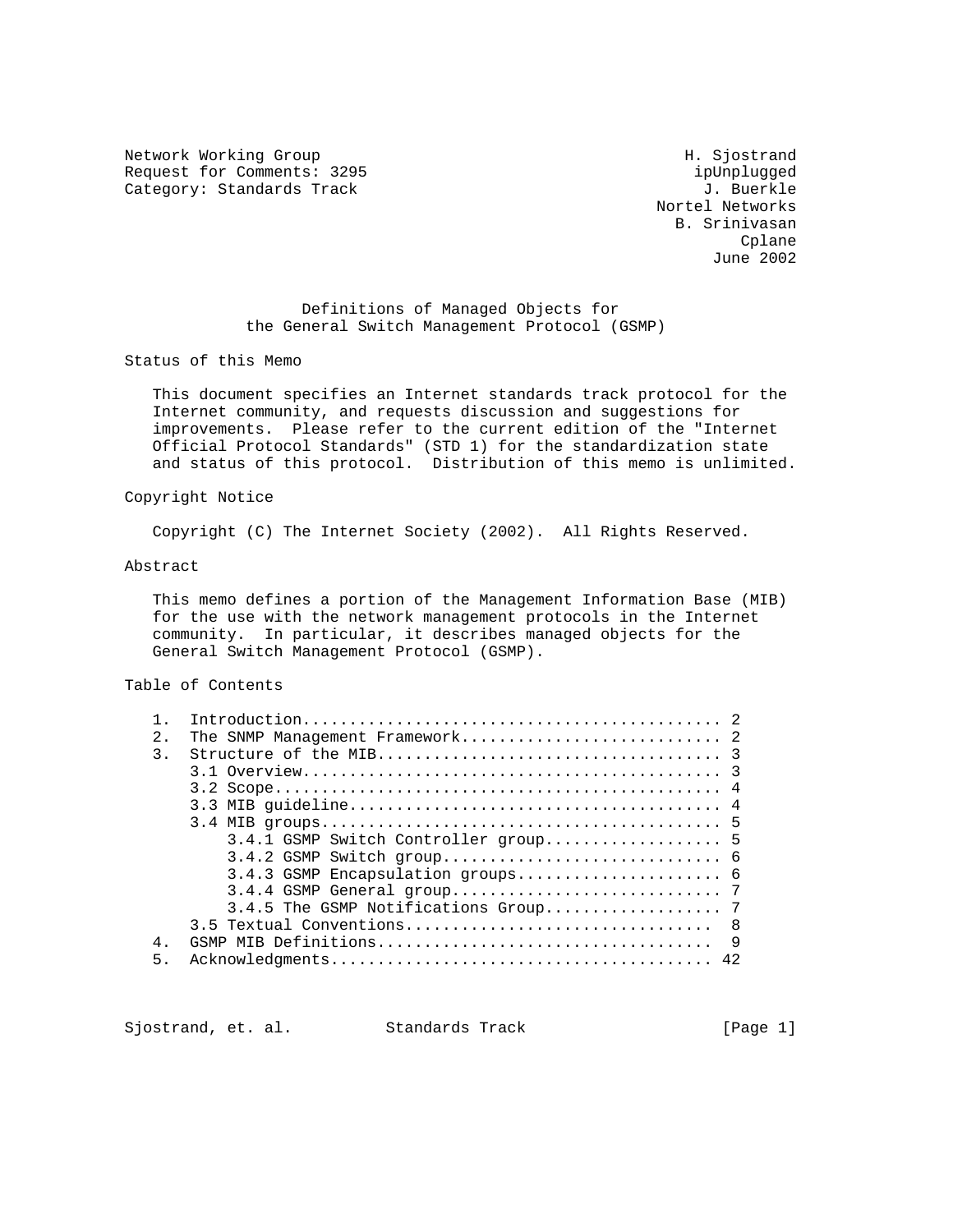Network Working Group                                       H. Sjostrand
Request for Comments: 3295                                   ipUnplugged
Category: Standards Track                                     J. Buerkle
                                                         Nortel Networks
                                                           B. Srinivasan
                                                                  Cplane
                                                               June 2002

# Definitions of Managed Objects for the General Switch Management Protocol (GSMP)

## Status of this Memo

This document specifies an Internet standards track protocol for the Internet community, and requests discussion and suggestions for improvements. Please refer to the current edition of the "Internet Official Protocol Standards" (STD 1) for the standardization state and status of this protocol. Distribution of this memo is unlimited.

## Copyright Notice

Copyright (C) The Internet Society (2002). All Rights Reserved.

## Abstract

This memo defines a portion of the Management Information Base (MIB) for the use with the network management protocols in the Internet community. In particular, it describes managed objects for the General Switch Management Protocol (GSMP).

## Table of Contents

```
   1.  Introduction............................................ 2
   2.  The SNMP Management Framework........................... 2
   3.  Structure of the MIB.................................... 3
       3.1 Overview............................................ 3
       3.2 Scope............................................... 4
       3.3 MIB guideline....................................... 4
       3.4 MIB groups.......................................... 5
           3.4.1 GSMP Switch Controller group.................. 5
           3.4.2 GSMP Switch group............................. 6
           3.4.3 GSMP Encapsulation groups..................... 6
           3.4.4 GSMP General group............................ 7
           3.4.5 The GSMP Notifications Group.................. 7
       3.5 Textual Conventions................................  8
   4.  GSMP MIB Definitions...................................  9
   5.  Acknowledgments........................................ 42
```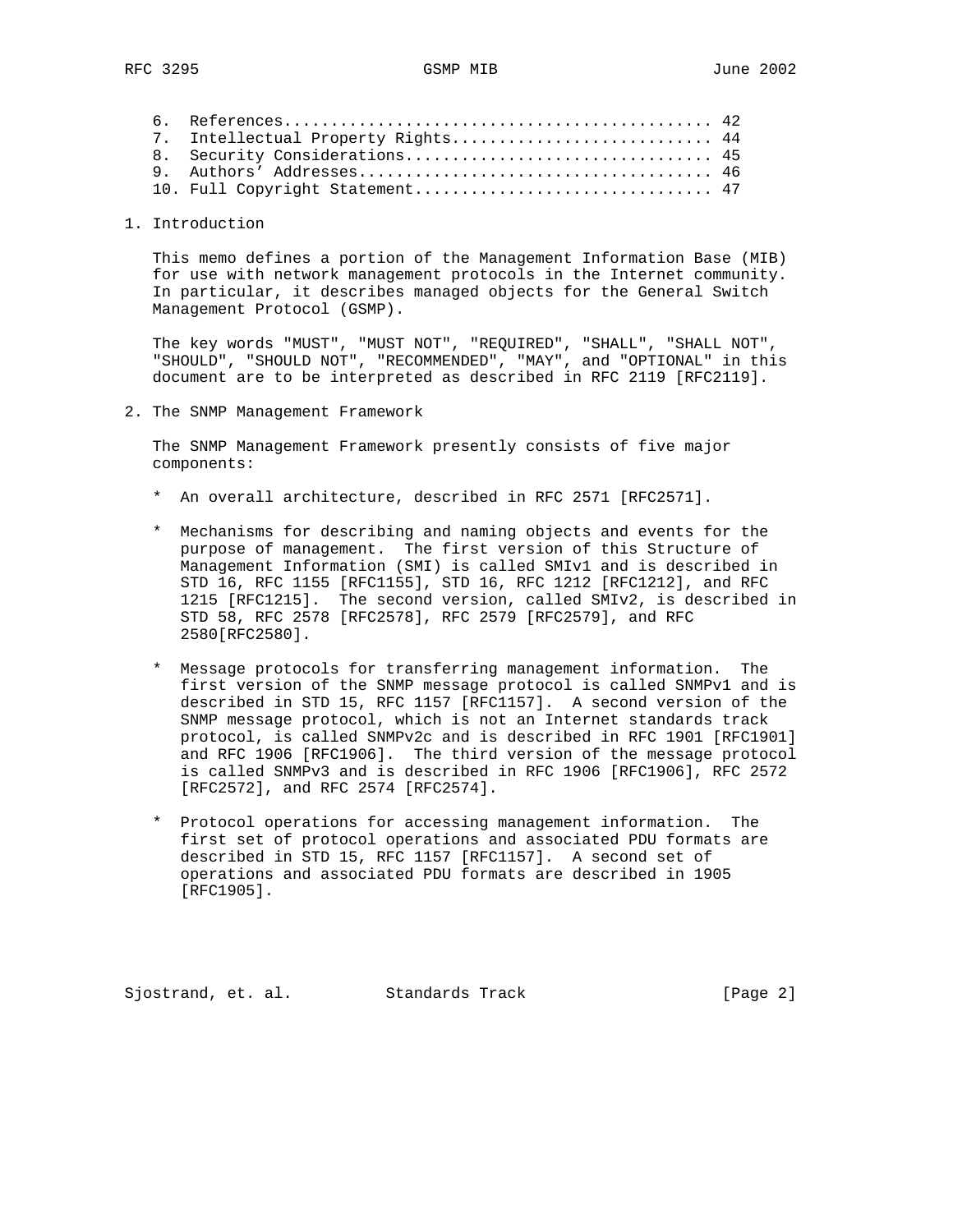6. References............................................. 42
7. Intellectual Property Rights........................... 44
8. Security Considerations................................ 45
9. Authors' Addresses..................................... 46
10. Full Copyright Statement............................... 47

## 1. Introduction

This memo defines a portion of the Management Information Base (MIB) for use with network management protocols in the Internet community. In particular, it describes managed objects for the General Switch Management Protocol (GSMP).

The key words "MUST", "MUST NOT", "REQUIRED", "SHALL", "SHALL NOT", "SHOULD", "SHOULD NOT", "RECOMMENDED", "MAY", and "OPTIONAL" in this document are to be interpreted as described in RFC 2119 [RFC2119].

## 2. The SNMP Management Framework

The SNMP Management Framework presently consists of five major components:

* An overall architecture, described in RFC 2571 [RFC2571].

* Mechanisms for describing and naming objects and events for the purpose of management. The first version of this Structure of Management Information (SMI) is called SMIv1 and is described in STD 16, RFC 1155 [RFC1155], STD 16, RFC 1212 [RFC1212], and RFC 1215 [RFC1215]. The second version, called SMIv2, is described in STD 58, RFC 2578 [RFC2578], RFC 2579 [RFC2579], and RFC 2580[RFC2580].

* Message protocols for transferring management information. The first version of the SNMP message protocol is called SNMPv1 and is described in STD 15, RFC 1157 [RFC1157]. A second version of the SNMP message protocol, which is not an Internet standards track protocol, is called SNMPv2c and is described in RFC 1901 [RFC1901] and RFC 1906 [RFC1906]. The third version of the message protocol is called SNMPv3 and is described in RFC 1906 [RFC1906], RFC 2572 [RFC2572], and RFC 2574 [RFC2574].

* Protocol operations for accessing management information. The first set of protocol operations and associated PDU formats are described in STD 15, RFC 1157 [RFC1157]. A second set of operations and associated PDU formats are described in 1905 [RFC1905].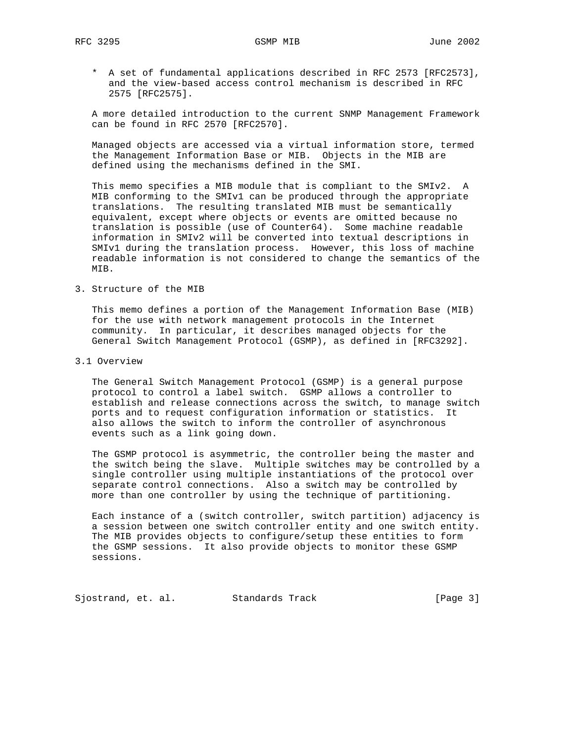* A set of fundamental applications described in RFC 2573 [RFC2573], and the view-based access control mechanism is described in RFC 2575 [RFC2575].

A more detailed introduction to the current SNMP Management Framework can be found in RFC 2570 [RFC2570].

Managed objects are accessed via a virtual information store, termed the Management Information Base or MIB. Objects in the MIB are defined using the mechanisms defined in the SMI.

This memo specifies a MIB module that is compliant to the SMIv2. A MIB conforming to the SMIv1 can be produced through the appropriate translations. The resulting translated MIB must be semantically equivalent, except where objects or events are omitted because no translation is possible (use of Counter64). Some machine readable information in SMIv2 will be converted into textual descriptions in SMIv1 during the translation process. However, this loss of machine readable information is not considered to change the semantics of the MIB.

## 3. Structure of the MIB

This memo defines a portion of the Management Information Base (MIB) for the use with network management protocols in the Internet community. In particular, it describes managed objects for the General Switch Management Protocol (GSMP), as defined in [RFC3292].

### 3.1 Overview

The General Switch Management Protocol (GSMP) is a general purpose protocol to control a label switch. GSMP allows a controller to establish and release connections across the switch, to manage switch ports and to request configuration information or statistics. It also allows the switch to inform the controller of asynchronous events such as a link going down.

The GSMP protocol is asymmetric, the controller being the master and the switch being the slave. Multiple switches may be controlled by a single controller using multiple instantiations of the protocol over separate control connections. Also a switch may be controlled by more than one controller by using the technique of partitioning.

Each instance of a (switch controller, switch partition) adjacency is a session between one switch controller entity and one switch entity. The MIB provides objects to configure/setup these entities to form the GSMP sessions. It also provide objects to monitor these GSMP sessions.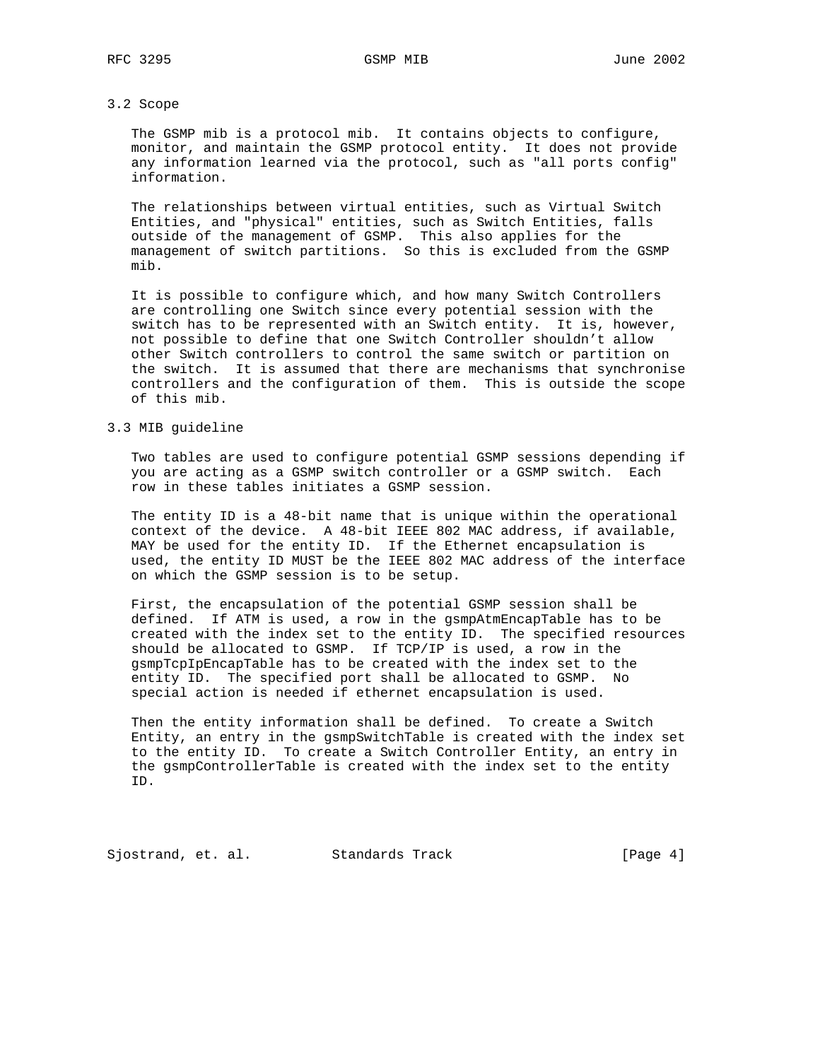### 3.2 Scope

The GSMP mib is a protocol mib. It contains objects to configure, monitor, and maintain the GSMP protocol entity. It does not provide any information learned via the protocol, such as "all ports config" information.

The relationships between virtual entities, such as Virtual Switch Entities, and "physical" entities, such as Switch Entities, falls outside of the management of GSMP. This also applies for the management of switch partitions. So this is excluded from the GSMP mib.

It is possible to configure which, and how many Switch Controllers are controlling one Switch since every potential session with the switch has to be represented with an Switch entity. It is, however, not possible to define that one Switch Controller shouldn't allow other Switch controllers to control the same switch or partition on the switch. It is assumed that there are mechanisms that synchronise controllers and the configuration of them. This is outside the scope of this mib.

### 3.3 MIB guideline

Two tables are used to configure potential GSMP sessions depending if you are acting as a GSMP switch controller or a GSMP switch. Each row in these tables initiates a GSMP session.

The entity ID is a 48-bit name that is unique within the operational context of the device. A 48-bit IEEE 802 MAC address, if available, MAY be used for the entity ID. If the Ethernet encapsulation is used, the entity ID MUST be the IEEE 802 MAC address of the interface on which the GSMP session is to be setup.

First, the encapsulation of the potential GSMP session shall be defined. If ATM is used, a row in the gsmpAtmEncapTable has to be created with the index set to the entity ID. The specified resources should be allocated to GSMP. If TCP/IP is used, a row in the gsmpTcpIpEncapTable has to be created with the index set to the entity ID. The specified port shall be allocated to GSMP. No special action is needed if ethernet encapsulation is used.

Then the entity information shall be defined. To create a Switch Entity, an entry in the gsmpSwitchTable is created with the index set to the entity ID. To create a Switch Controller Entity, an entry in the gsmpControllerTable is created with the index set to the entity ID.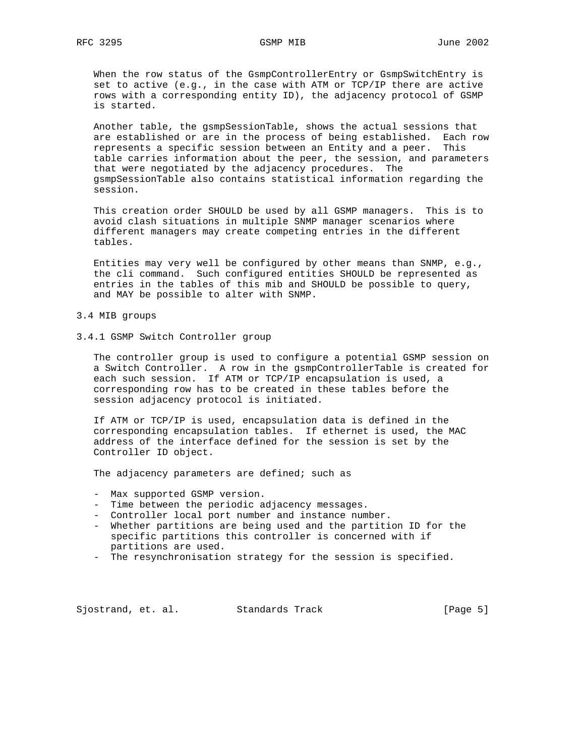When the row status of the GsmpControllerEntry or GsmpSwitchEntry is set to active (e.g., in the case with ATM or TCP/IP there are active rows with a corresponding entity ID), the adjacency protocol of GSMP is started.

Another table, the gsmpSessionTable, shows the actual sessions that are established or are in the process of being established. Each row represents a specific session between an Entity and a peer. This table carries information about the peer, the session, and parameters that were negotiated by the adjacency procedures. The gsmpSessionTable also contains statistical information regarding the session.

This creation order SHOULD be used by all GSMP managers. This is to avoid clash situations in multiple SNMP manager scenarios where different managers may create competing entries in the different tables.

Entities may very well be configured by other means than SNMP, e.g., the cli command. Such configured entities SHOULD be represented as entries in the tables of this mib and SHOULD be possible to query, and MAY be possible to alter with SNMP.

## 3.4 MIB groups

### 3.4.1 GSMP Switch Controller group

The controller group is used to configure a potential GSMP session on a Switch Controller. A row in the gsmpControllerTable is created for each such session. If ATM or TCP/IP encapsulation is used, a corresponding row has to be created in these tables before the session adjacency protocol is initiated.

If ATM or TCP/IP is used, encapsulation data is defined in the corresponding encapsulation tables. If ethernet is used, the MAC address of the interface defined for the session is set by the Controller ID object.

The adjacency parameters are defined; such as

- Max supported GSMP version.
- Time between the periodic adjacency messages.
- Controller local port number and instance number.
- Whether partitions are being used and the partition ID for the specific partitions this controller is concerned with if partitions are used.
- The resynchronisation strategy for the session is specified.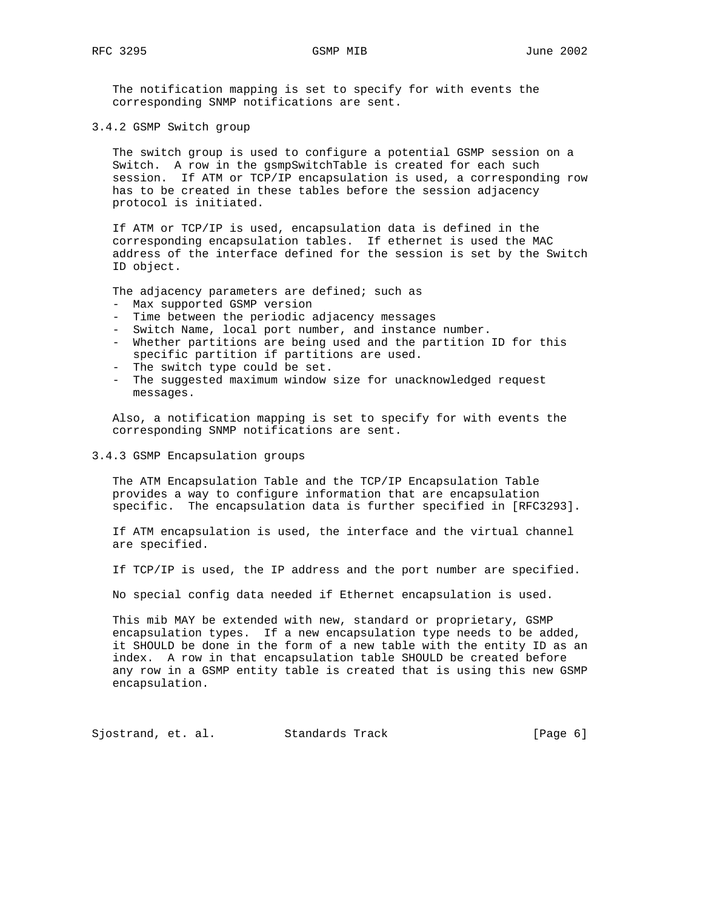The notification mapping is set to specify for with events the corresponding SNMP notifications are sent.

### 3.4.2 GSMP Switch group

The switch group is used to configure a potential GSMP session on a Switch. A row in the gsmpSwitchTable is created for each such session. If ATM or TCP/IP encapsulation is used, a corresponding row has to be created in these tables before the session adjacency protocol is initiated.

If ATM or TCP/IP is used, encapsulation data is defined in the corresponding encapsulation tables. If ethernet is used the MAC address of the interface defined for the session is set by the Switch ID object.

The adjacency parameters are defined; such as

- Max supported GSMP version
- Time between the periodic adjacency messages
- Switch Name, local port number, and instance number.
- Whether partitions are being used and the partition ID for this specific partition if partitions are used.
- The switch type could be set.
- The suggested maximum window size for unacknowledged request messages.

Also, a notification mapping is set to specify for with events the corresponding SNMP notifications are sent.

### 3.4.3 GSMP Encapsulation groups

The ATM Encapsulation Table and the TCP/IP Encapsulation Table provides a way to configure information that are encapsulation specific. The encapsulation data is further specified in [RFC3293].

If ATM encapsulation is used, the interface and the virtual channel are specified.

If TCP/IP is used, the IP address and the port number are specified.

No special config data needed if Ethernet encapsulation is used.

This mib MAY be extended with new, standard or proprietary, GSMP encapsulation types. If a new encapsulation type needs to be added, it SHOULD be done in the form of a new table with the entity ID as an index. A row in that encapsulation table SHOULD be created before any row in a GSMP entity table is created that is using this new GSMP encapsulation.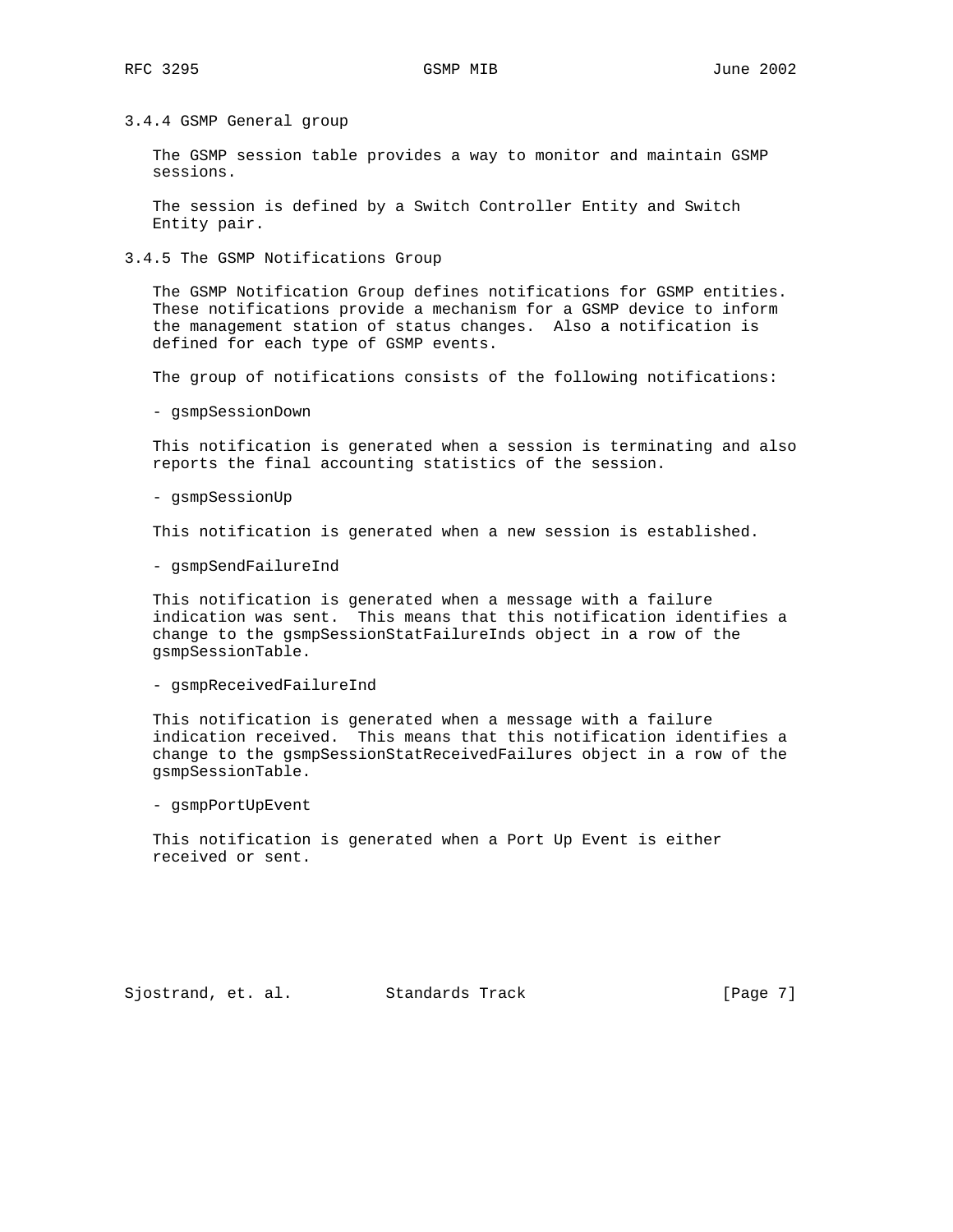### 3.4.4 GSMP General group

The GSMP session table provides a way to monitor and maintain GSMP sessions.

The session is defined by a Switch Controller Entity and Switch Entity pair.

### 3.4.5 The GSMP Notifications Group

The GSMP Notification Group defines notifications for GSMP entities. These notifications provide a mechanism for a GSMP device to inform the management station of status changes. Also a notification is defined for each type of GSMP events.

The group of notifications consists of the following notifications:

- gsmpSessionDown

This notification is generated when a session is terminating and also reports the final accounting statistics of the session.

- gsmpSessionUp

This notification is generated when a new session is established.

- gsmpSendFailureInd

This notification is generated when a message with a failure indication was sent. This means that this notification identifies a change to the gsmpSessionStatFailureInds object in a row of the gsmpSessionTable.

- gsmpReceivedFailureInd

This notification is generated when a message with a failure indication received. This means that this notification identifies a change to the gsmpSessionStatReceivedFailures object in a row of the gsmpSessionTable.

- gsmpPortUpEvent

This notification is generated when a Port Up Event is either received or sent.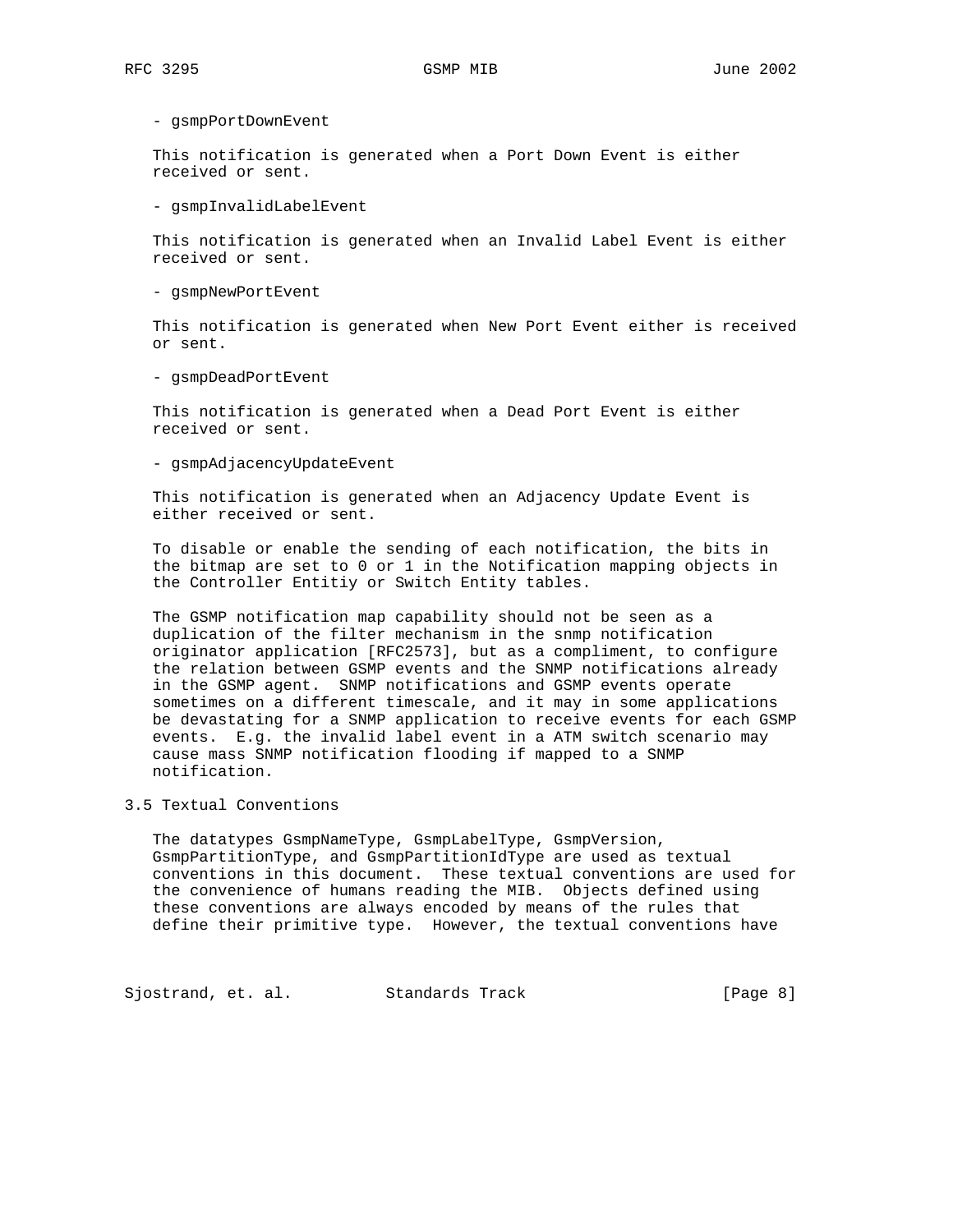- gsmpPortDownEvent

This notification is generated when a Port Down Event is either received or sent.

- gsmpInvalidLabelEvent

This notification is generated when an Invalid Label Event is either received or sent.

- gsmpNewPortEvent

This notification is generated when New Port Event either is received or sent.

- gsmpDeadPortEvent

This notification is generated when a Dead Port Event is either received or sent.

- gsmpAdjacencyUpdateEvent

This notification is generated when an Adjacency Update Event is either received or sent.

To disable or enable the sending of each notification, the bits in the bitmap are set to 0 or 1 in the Notification mapping objects in the Controller Entitiy or Switch Entity tables.

The GSMP notification map capability should not be seen as a duplication of the filter mechanism in the snmp notification originator application [RFC2573], but as a compliment, to configure the relation between GSMP events and the SNMP notifications already in the GSMP agent. SNMP notifications and GSMP events operate sometimes on a different timescale, and it may in some applications be devastating for a SNMP application to receive events for each GSMP events. E.g. the invalid label event in a ATM switch scenario may cause mass SNMP notification flooding if mapped to a SNMP notification.

## 3.5 Textual Conventions

The datatypes GsmpNameType, GsmpLabelType, GsmpVersion, GsmpPartitionType, and GsmpPartitionIdType are used as textual conventions in this document. These textual conventions are used for the convenience of humans reading the MIB. Objects defined using these conventions are always encoded by means of the rules that define their primitive type. However, the textual conventions have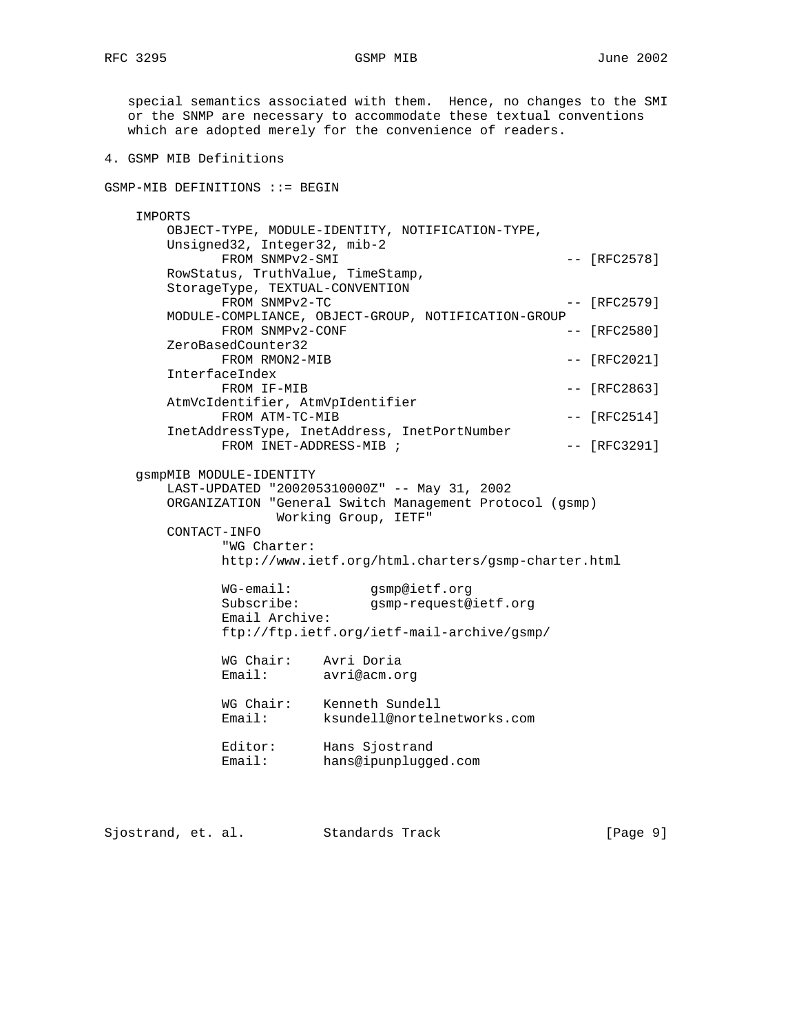special semantics associated with them. Hence, no changes to the SMI or the SNMP are necessary to accommodate these textual conventions which are adopted merely for the convenience of readers.

## 4. GSMP MIB Definitions

```
GSMP-MIB DEFINITIONS ::= BEGIN

    IMPORTS
        OBJECT-TYPE, MODULE-IDENTITY, NOTIFICATION-TYPE,
        Unsigned32, Integer32, mib-2
                FROM SNMPv2-SMI                         -- [RFC2578]
        RowStatus, TruthValue, TimeStamp,
        StorageType, TEXTUAL-CONVENTION
                FROM SNMPv2-TC                          -- [RFC2579]
        MODULE-COMPLIANCE, OBJECT-GROUP, NOTIFICATION-GROUP
                FROM SNMPv2-CONF                        -- [RFC2580]
        ZeroBasedCounter32
                FROM RMON2-MIB                          -- [RFC2021]
        InterfaceIndex
                FROM IF-MIB                             -- [RFC2863]
        AtmVcIdentifier, AtmVpIdentifier
                FROM ATM-TC-MIB                         -- [RFC2514]
        InetAddressType, InetAddress, InetPortNumber
                FROM INET-ADDRESS-MIB ;                 -- [RFC3291]

    gsmpMIB MODULE-IDENTITY
        LAST-UPDATED "200205310000Z" -- May 31, 2002
        ORGANIZATION "General Switch Management Protocol (gsmp)
                      Working Group, IETF"
        CONTACT-INFO
               "WG Charter:
               http://www.ietf.org/html.charters/gsmp-charter.html

               WG-email:          gsmp@ietf.org
               Subscribe:         gsmp-request@ietf.org
               Email Archive:
               ftp://ftp.ietf.org/ietf-mail-archive/gsmp/

               WG Chair:    Avri Doria
               Email:       avri@acm.org

               WG Chair:    Kenneth Sundell
               Email:       ksundell@nortelnetworks.com

               Editor:      Hans Sjostrand
               Email:       hans@ipunplugged.com
```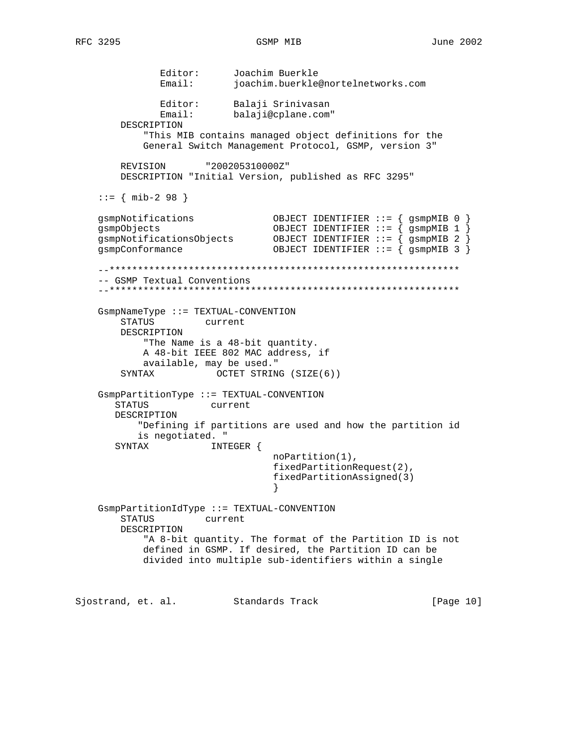```
            Editor:      Joachim Buerkle
            Email:       joachim.buerkle@nortelnetworks.com

            Editor:      Balaji Srinivasan
            Email:       balaji@cplane.com"
       DESCRIPTION
           "This MIB contains managed object definitions for the
           General Switch Management Protocol, GSMP, version 3"

       REVISION       "200205310000Z"
       DESCRIPTION "Initial Version, published as RFC 3295"

   ::= { mib-2 98 }

   gsmpNotifications              OBJECT IDENTIFIER ::= { gsmpMIB 0 }
   gsmpObjects                    OBJECT IDENTIFIER ::= { gsmpMIB 1 }
   gsmpNotificationsObjects       OBJECT IDENTIFIER ::= { gsmpMIB 2 }
   gsmpConformance                OBJECT IDENTIFIER ::= { gsmpMIB 3 }

   --*************************************************************
   -- GSMP Textual Conventions
   --*************************************************************

   GsmpNameType ::= TEXTUAL-CONVENTION
       STATUS         current
       DESCRIPTION
           "The Name is a 48-bit quantity.
           A 48-bit IEEE 802 MAC address, if
           available, may be used."
       SYNTAX           OCTET STRING (SIZE(6))

   GsmpPartitionType ::= TEXTUAL-CONVENTION
      STATUS           current
      DESCRIPTION
          "Defining if partitions are used and how the partition id
          is negotiated. "
      SYNTAX           INTEGER {
                                noPartition(1),
                                fixedPartitionRequest(2),
                                fixedPartitionAssigned(3)
                                }

   GsmpPartitionIdType ::= TEXTUAL-CONVENTION
       STATUS         current
       DESCRIPTION
           "A 8-bit quantity. The format of the Partition ID is not
           defined in GSMP. If desired, the Partition ID can be
           divided into multiple sub-identifiers within a single
```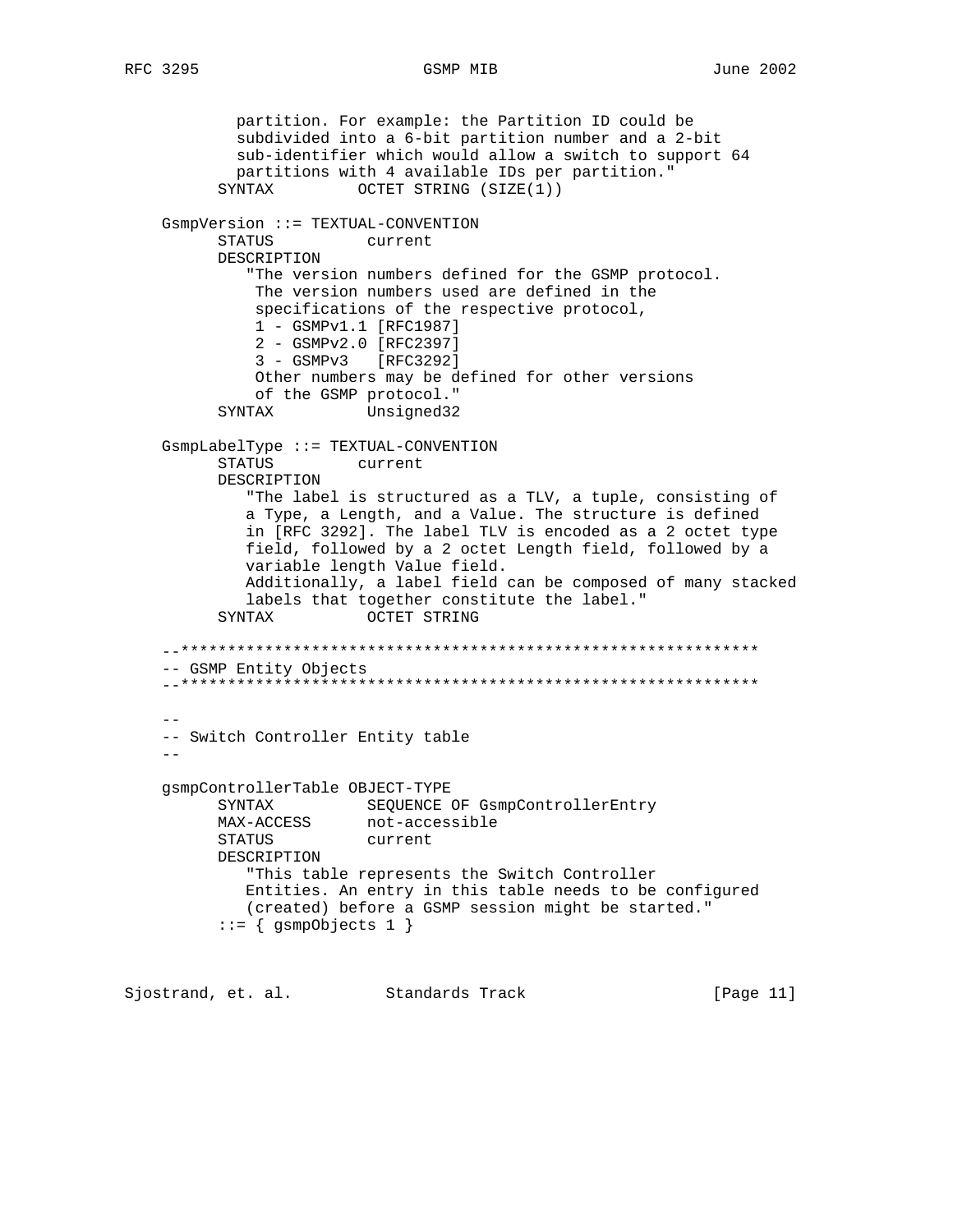```
          partition. For example: the Partition ID could be
          subdivided into a 6-bit partition number and a 2-bit
          sub-identifier which would allow a switch to support 64
          partitions with 4 available IDs per partition."
        SYNTAX         OCTET STRING (SIZE(1))

    GsmpVersion ::= TEXTUAL-CONVENTION
        STATUS          current
        DESCRIPTION
           "The version numbers defined for the GSMP protocol.
            The version numbers used are defined in the
            specifications of the respective protocol,
            1 - GSMPv1.1 [RFC1987]
            2 - GSMPv2.0 [RFC2397]
            3 - GSMPv3   [RFC3292]
            Other numbers may be defined for other versions
            of the GSMP protocol."
        SYNTAX          Unsigned32

    GsmpLabelType ::= TEXTUAL-CONVENTION
        STATUS         current
        DESCRIPTION
           "The label is structured as a TLV, a tuple, consisting of
           a Type, a Length, and a Value. The structure is defined
           in [RFC 3292]. The label TLV is encoded as a 2 octet type
           field, followed by a 2 octet Length field, followed by a
           variable length Value field.
           Additionally, a label field can be composed of many stacked
           labels that together constitute the label."
        SYNTAX          OCTET STRING

    --****************************************************************
    -- GSMP Entity Objects
    --****************************************************************

    --
    -- Switch Controller Entity table
    --

    gsmpControllerTable OBJECT-TYPE
        SYNTAX          SEQUENCE OF GsmpControllerEntry
        MAX-ACCESS      not-accessible
        STATUS          current
        DESCRIPTION
           "This table represents the Switch Controller
           Entities. An entry in this table needs to be configured
           (created) before a GSMP session might be started."
        ::= { gsmpObjects 1 }
```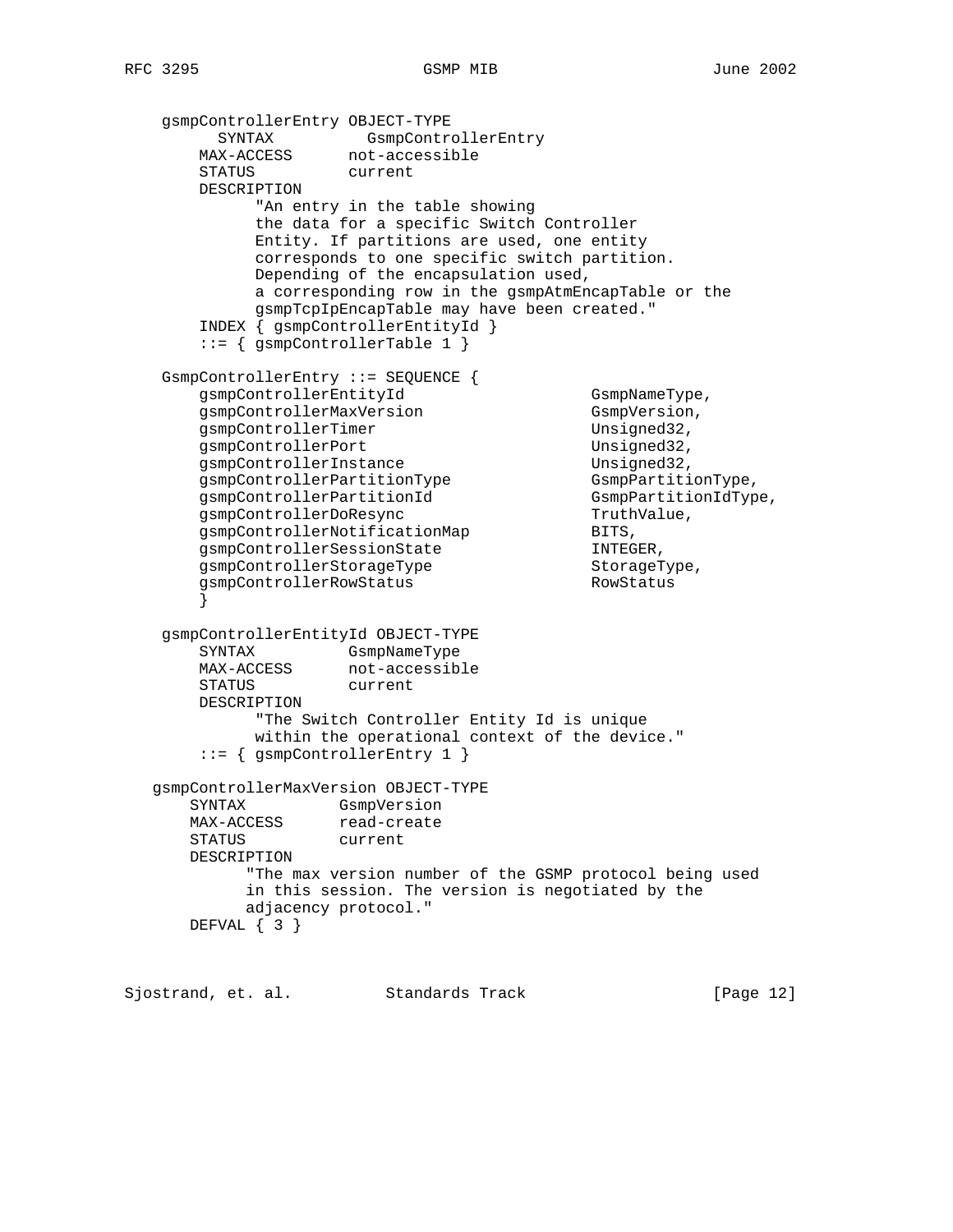```
   gsmpControllerEntry OBJECT-TYPE
         SYNTAX          GsmpControllerEntry
       MAX-ACCESS      not-accessible
       STATUS          current
       DESCRIPTION
             "An entry in the table showing
             the data for a specific Switch Controller
             Entity. If partitions are used, one entity
             corresponds to one specific switch partition.
             Depending of the encapsulation used,
             a corresponding row in the gsmpAtmEncapTable or the
             gsmpTcpIpEncapTable may have been created."
       INDEX { gsmpControllerEntityId }
       ::= { gsmpControllerTable 1 }

   GsmpControllerEntry ::= SEQUENCE {
       gsmpControllerEntityId                   GsmpNameType,
       gsmpControllerMaxVersion                 GsmpVersion,
       gsmpControllerTimer                      Unsigned32,
       gsmpControllerPort                       Unsigned32,
       gsmpControllerInstance                   Unsigned32,
       gsmpControllerPartitionType              GsmpPartitionType,
       gsmpControllerPartitionId                GsmpPartitionIdType,
       gsmpControllerDoResync                   TruthValue,
       gsmpControllerNotificationMap            BITS,
       gsmpControllerSessionState               INTEGER,
       gsmpControllerStorageType                StorageType,
       gsmpControllerRowStatus                  RowStatus
       }

   gsmpControllerEntityId OBJECT-TYPE
       SYNTAX          GsmpNameType
       MAX-ACCESS      not-accessible
       STATUS          current
       DESCRIPTION
             "The Switch Controller Entity Id is unique
             within the operational context of the device."
       ::= { gsmpControllerEntry 1 }

  gsmpControllerMaxVersion OBJECT-TYPE
      SYNTAX          GsmpVersion
      MAX-ACCESS      read-create
      STATUS          current
      DESCRIPTION
            "The max version number of the GSMP protocol being used
            in this session. The version is negotiated by the
            adjacency protocol."
      DEFVAL { 3 }
```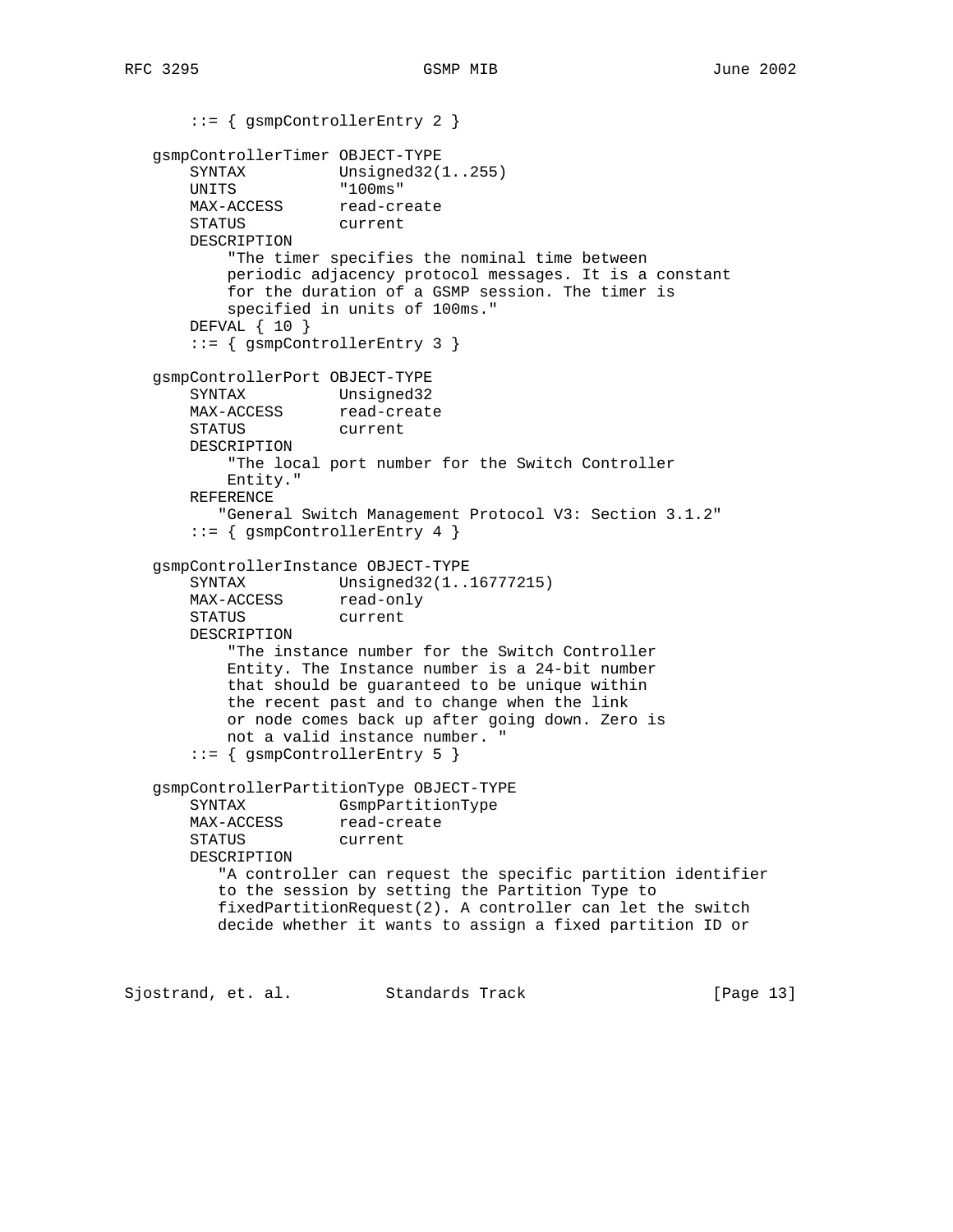```
       ::= { gsmpControllerEntry 2 }

   gsmpControllerTimer OBJECT-TYPE
       SYNTAX          Unsigned32(1..255)
       UNITS           "100ms"
       MAX-ACCESS      read-create
       STATUS          current
       DESCRIPTION
           "The timer specifies the nominal time between
           periodic adjacency protocol messages. It is a constant
           for the duration of a GSMP session. The timer is
           specified in units of 100ms."
       DEFVAL { 10 }
       ::= { gsmpControllerEntry 3 }

   gsmpControllerPort OBJECT-TYPE
       SYNTAX          Unsigned32
       MAX-ACCESS      read-create
       STATUS          current
       DESCRIPTION
           "The local port number for the Switch Controller
           Entity."
       REFERENCE
          "General Switch Management Protocol V3: Section 3.1.2"
       ::= { gsmpControllerEntry 4 }

   gsmpControllerInstance OBJECT-TYPE
       SYNTAX          Unsigned32(1..16777215)
       MAX-ACCESS      read-only
       STATUS          current
       DESCRIPTION
           "The instance number for the Switch Controller
           Entity. The Instance number is a 24-bit number
           that should be guaranteed to be unique within
           the recent past and to change when the link
           or node comes back up after going down. Zero is
           not a valid instance number. "
       ::= { gsmpControllerEntry 5 }

   gsmpControllerPartitionType OBJECT-TYPE
       SYNTAX          GsmpPartitionType
       MAX-ACCESS      read-create
       STATUS          current
       DESCRIPTION
          "A controller can request the specific partition identifier
          to the session by setting the Partition Type to
          fixedPartitionRequest(2). A controller can let the switch
          decide whether it wants to assign a fixed partition ID or
```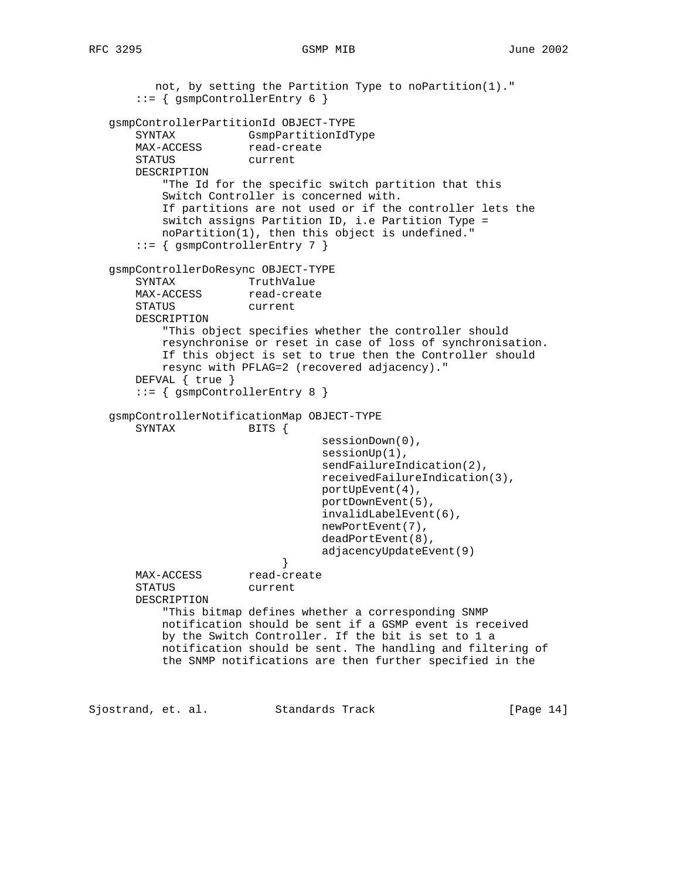```
         not, by setting the Partition Type to noPartition(1)."
       ::= { gsmpControllerEntry 6 }

   gsmpControllerPartitionId OBJECT-TYPE
       SYNTAX           GsmpPartitionIdType
       MAX-ACCESS       read-create
       STATUS           current
       DESCRIPTION
           "The Id for the specific switch partition that this
           Switch Controller is concerned with.
           If partitions are not used or if the controller lets the
           switch assigns Partition ID, i.e Partition Type =
           noPartition(1), then this object is undefined."
       ::= { gsmpControllerEntry 7 }

   gsmpControllerDoResync OBJECT-TYPE
       SYNTAX           TruthValue
       MAX-ACCESS       read-create
       STATUS           current
       DESCRIPTION
           "This object specifies whether the controller should
           resynchronise or reset in case of loss of synchronisation.
           If this object is set to true then the Controller should
           resync with PFLAG=2 (recovered adjacency)."
       DEFVAL { true }
       ::= { gsmpControllerEntry 8 }

   gsmpControllerNotificationMap OBJECT-TYPE
       SYNTAX           BITS {
                                 sessionDown(0),
                                 sessionUp(1),
                                 sendFailureIndication(2),
                                 receivedFailureIndication(3),
                                 portUpEvent(4),
                                 portDownEvent(5),
                                 invalidLabelEvent(6),
                                 newPortEvent(7),
                                 deadPortEvent(8),
                                 adjacencyUpdateEvent(9)
                             }
       MAX-ACCESS       read-create
       STATUS           current
       DESCRIPTION
           "This bitmap defines whether a corresponding SNMP
           notification should be sent if a GSMP event is received
           by the Switch Controller. If the bit is set to 1 a
           notification should be sent. The handling and filtering of
           the SNMP notifications are then further specified in the
```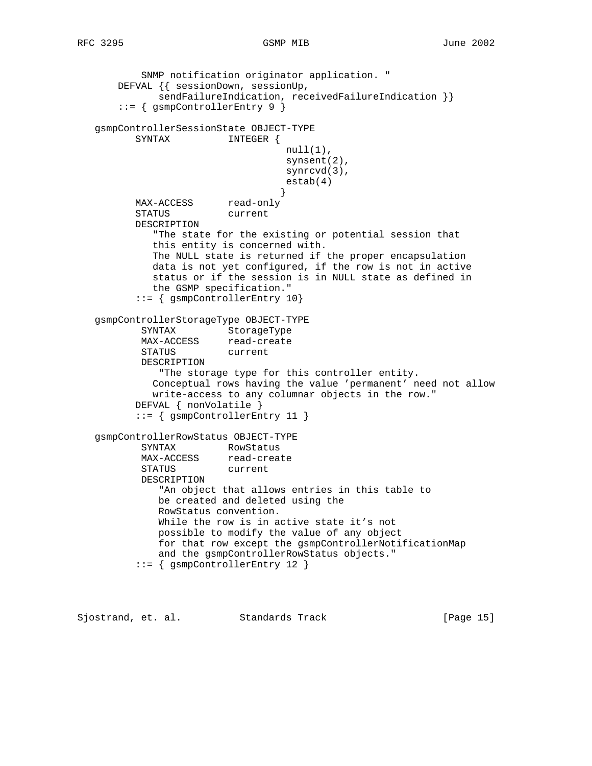```
          SNMP notification originator application. "
      DEFVAL {{ sessionDown, sessionUp,
             sendFailureIndication, receivedFailureIndication }}
      ::= { gsmpControllerEntry 9 }

  gsmpControllerSessionState OBJECT-TYPE
         SYNTAX          INTEGER {
                                   null(1),
                                   synsent(2),
                                   synrcvd(3),
                                   estab(4)
                                  }
         MAX-ACCESS      read-only
         STATUS          current
         DESCRIPTION
            "The state for the existing or potential session that
            this entity is concerned with.
            The NULL state is returned if the proper encapsulation
            data is not yet configured, if the row is not in active
            status or if the session is in NULL state as defined in
            the GSMP specification."
         ::= { gsmpControllerEntry 10}

  gsmpControllerStorageType OBJECT-TYPE
          SYNTAX         StorageType
          MAX-ACCESS     read-create
          STATUS         current
          DESCRIPTION
             "The storage type for this controller entity.
            Conceptual rows having the value 'permanent' need not allow
            write-access to any columnar objects in the row."
         DEFVAL { nonVolatile }
         ::= { gsmpControllerEntry 11 }

  gsmpControllerRowStatus OBJECT-TYPE
          SYNTAX         RowStatus
          MAX-ACCESS     read-create
          STATUS         current
          DESCRIPTION
             "An object that allows entries in this table to
             be created and deleted using the
             RowStatus convention.
             While the row is in active state it's not
             possible to modify the value of any object
             for that row except the gsmpControllerNotificationMap
             and the gsmpControllerRowStatus objects."
         ::= { gsmpControllerEntry 12 }
```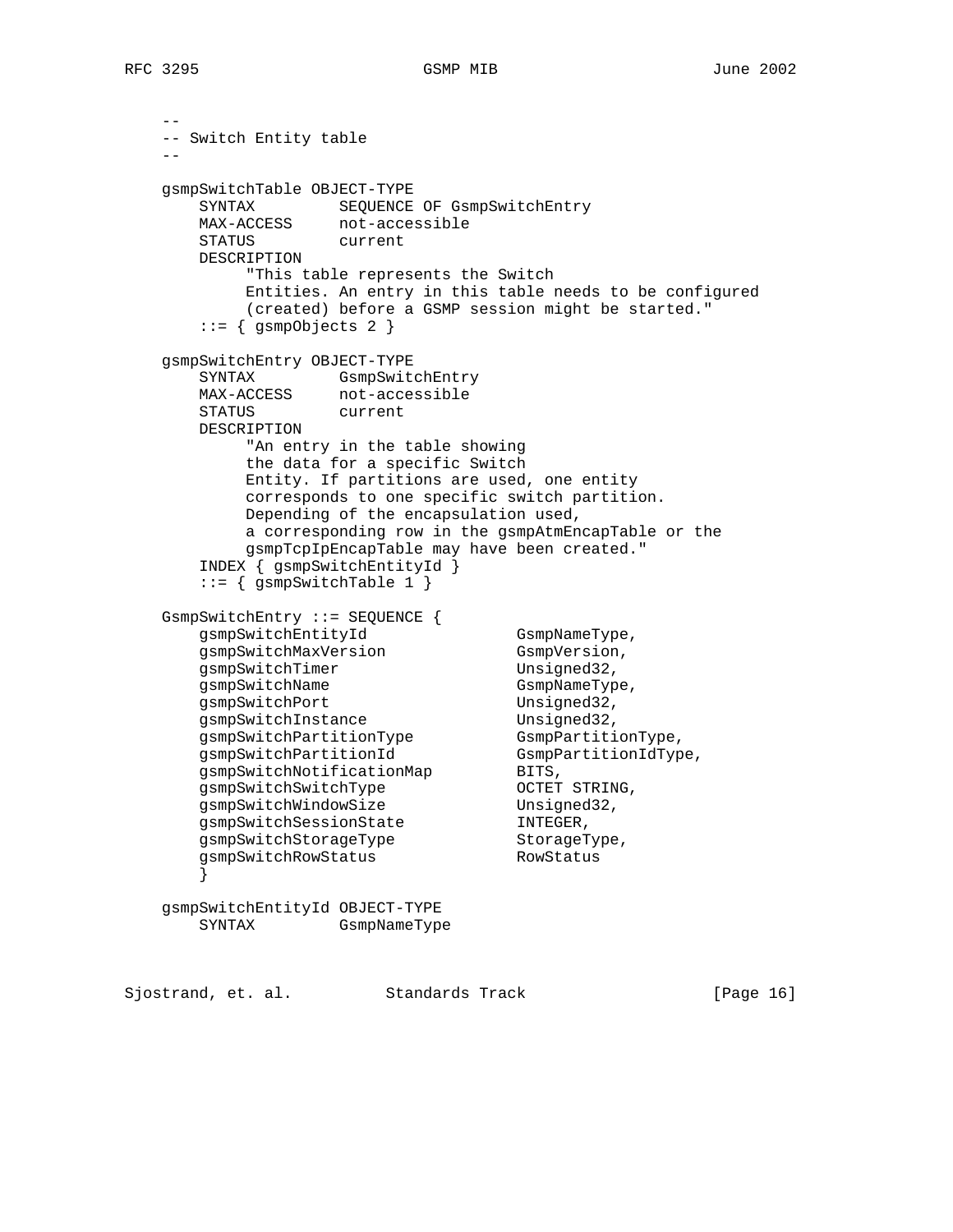```
   --
   -- Switch Entity table
   --

   gsmpSwitchTable OBJECT-TYPE
       SYNTAX         SEQUENCE OF GsmpSwitchEntry
       MAX-ACCESS     not-accessible
       STATUS         current
       DESCRIPTION
            "This table represents the Switch
            Entities. An entry in this table needs to be configured
            (created) before a GSMP session might be started."
       ::= { gsmpObjects 2 }

   gsmpSwitchEntry OBJECT-TYPE
       SYNTAX         GsmpSwitchEntry
       MAX-ACCESS     not-accessible
       STATUS         current
       DESCRIPTION
            "An entry in the table showing
            the data for a specific Switch
            Entity. If partitions are used, one entity
            corresponds to one specific switch partition.
            Depending of the encapsulation used,
            a corresponding row in the gsmpAtmEncapTable or the
            gsmpTcpIpEncapTable may have been created."
       INDEX { gsmpSwitchEntityId }
       ::= { gsmpSwitchTable 1 }

   GsmpSwitchEntry ::= SEQUENCE {
       gsmpSwitchEntityId              GsmpNameType,
       gsmpSwitchMaxVersion            GsmpVersion,
       gsmpSwitchTimer                 Unsigned32,
       gsmpSwitchName                  GsmpNameType,
       gsmpSwitchPort                  Unsigned32,
       gsmpSwitchInstance              Unsigned32,
       gsmpSwitchPartitionType         GsmpPartitionType,
       gsmpSwitchPartitionId           GsmpPartitionIdType,
       gsmpSwitchNotificationMap        BITS,
       gsmpSwitchSwitchType            OCTET STRING,
       gsmpSwitchWindowSize            Unsigned32,
       gsmpSwitchSessionState          INTEGER,
       gsmpSwitchStorageType           StorageType,
       gsmpSwitchRowStatus             RowStatus
       }

   gsmpSwitchEntityId OBJECT-TYPE
       SYNTAX         GsmpNameType
```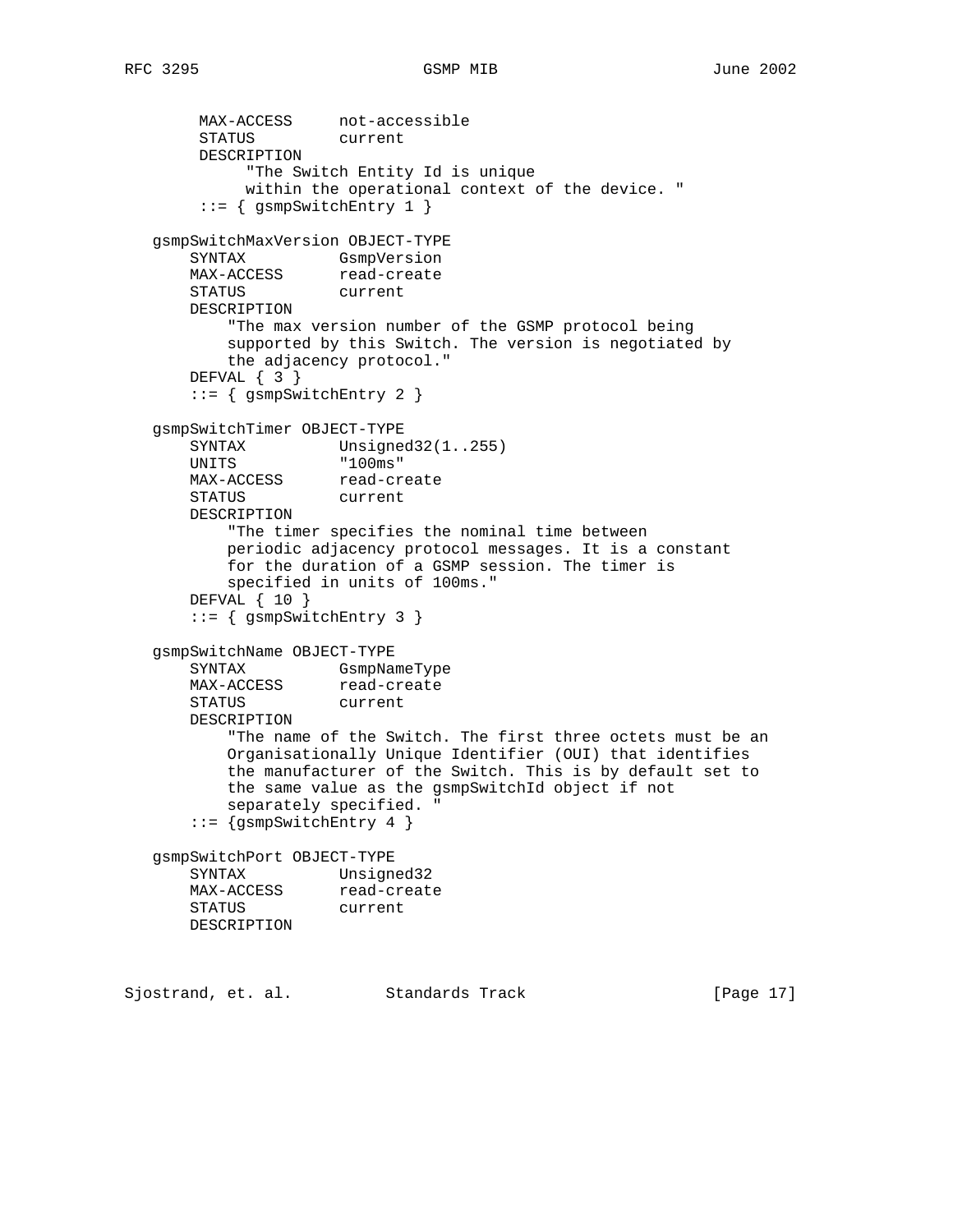```
        MAX-ACCESS     not-accessible
        STATUS         current
        DESCRIPTION
             "The Switch Entity Id is unique
             within the operational context of the device. "
        ::= { gsmpSwitchEntry 1 }

   gsmpSwitchMaxVersion OBJECT-TYPE
       SYNTAX          GsmpVersion
       MAX-ACCESS      read-create
       STATUS          current
       DESCRIPTION
           "The max version number of the GSMP protocol being
           supported by this Switch. The version is negotiated by
           the adjacency protocol."
       DEFVAL { 3 }
       ::= { gsmpSwitchEntry 2 }

   gsmpSwitchTimer OBJECT-TYPE
       SYNTAX          Unsigned32(1..255)
       UNITS           "100ms"
       MAX-ACCESS      read-create
       STATUS          current
       DESCRIPTION
           "The timer specifies the nominal time between
           periodic adjacency protocol messages. It is a constant
           for the duration of a GSMP session. The timer is
           specified in units of 100ms."
       DEFVAL { 10 }
       ::= { gsmpSwitchEntry 3 }

   gsmpSwitchName OBJECT-TYPE
       SYNTAX          GsmpNameType
       MAX-ACCESS      read-create
       STATUS          current
       DESCRIPTION
           "The name of the Switch. The first three octets must be an
           Organisationally Unique Identifier (OUI) that identifies
           the manufacturer of the Switch. This is by default set to
           the same value as the gsmpSwitchId object if not
           separately specified. "
       ::= {gsmpSwitchEntry 4 }

   gsmpSwitchPort OBJECT-TYPE
       SYNTAX          Unsigned32
       MAX-ACCESS      read-create
       STATUS          current
       DESCRIPTION
```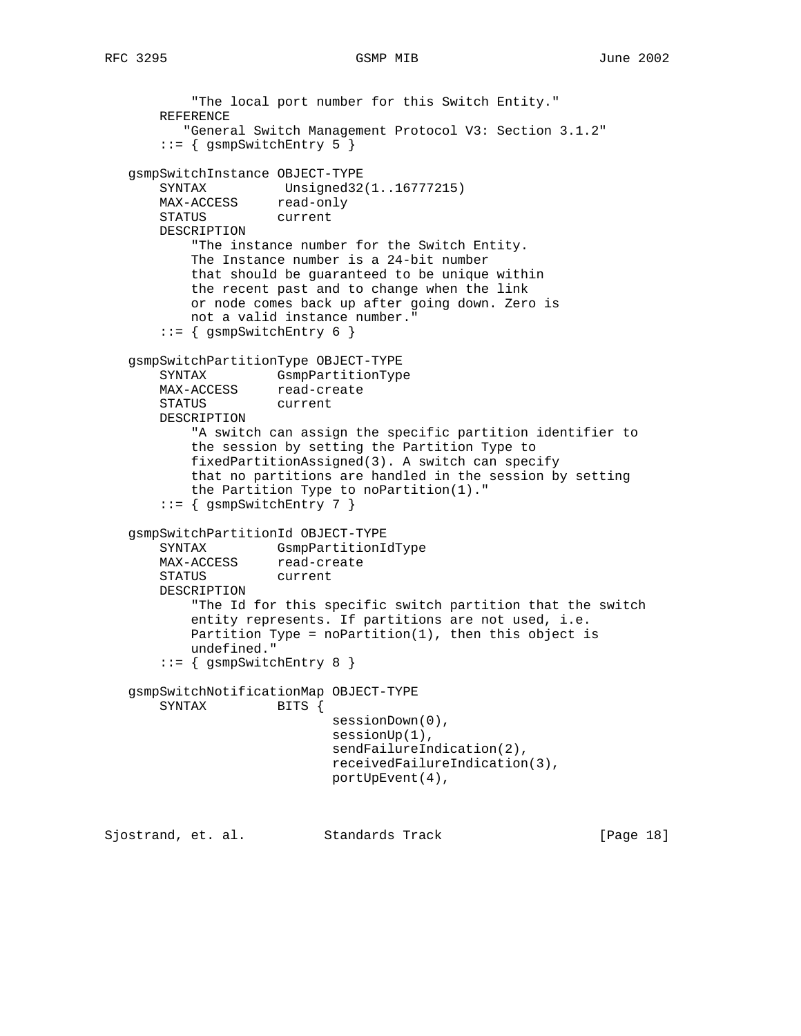```
           "The local port number for this Switch Entity."
       REFERENCE
          "General Switch Management Protocol V3: Section 3.1.2"
       ::= { gsmpSwitchEntry 5 }

   gsmpSwitchInstance OBJECT-TYPE
       SYNTAX          Unsigned32(1..16777215)
       MAX-ACCESS     read-only
       STATUS         current
       DESCRIPTION
           "The instance number for the Switch Entity.
           The Instance number is a 24-bit number
           that should be guaranteed to be unique within
           the recent past and to change when the link
           or node comes back up after going down. Zero is
           not a valid instance number."
       ::= { gsmpSwitchEntry 6 }

   gsmpSwitchPartitionType OBJECT-TYPE
       SYNTAX         GsmpPartitionType
       MAX-ACCESS     read-create
       STATUS         current
       DESCRIPTION
           "A switch can assign the specific partition identifier to
           the session by setting the Partition Type to
           fixedPartitionAssigned(3). A switch can specify
           that no partitions are handled in the session by setting
           the Partition Type to noPartition(1)."
       ::= { gsmpSwitchEntry 7 }

   gsmpSwitchPartitionId OBJECT-TYPE
       SYNTAX         GsmpPartitionIdType
       MAX-ACCESS     read-create
       STATUS         current
       DESCRIPTION
           "The Id for this specific switch partition that the switch
           entity represents. If partitions are not used, i.e.
           Partition Type = noPartition(1), then this object is
           undefined."
       ::= { gsmpSwitchEntry 8 }

   gsmpSwitchNotificationMap OBJECT-TYPE
       SYNTAX         BITS {
                             sessionDown(0),
                             sessionUp(1),
                             sendFailureIndication(2),
                             receivedFailureIndication(3),
                             portUpEvent(4),
```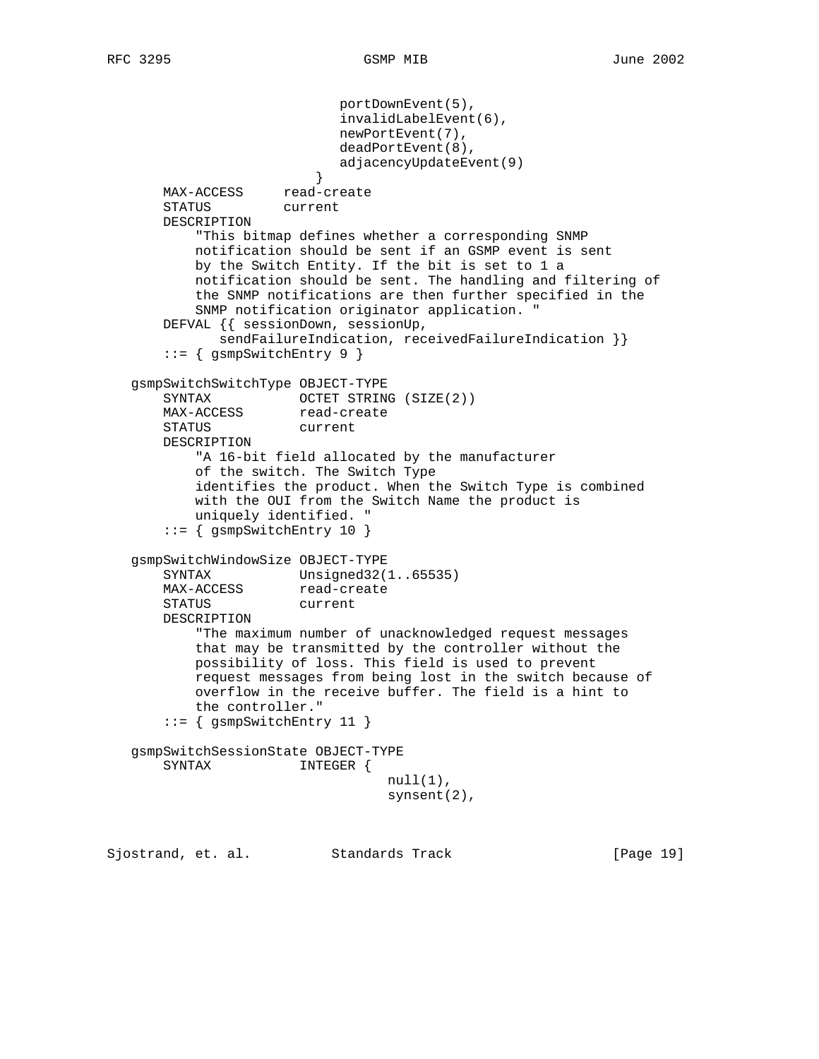```
                            portDownEvent(5),
                            invalidLabelEvent(6),
                            newPortEvent(7),
                            deadPortEvent(8),
                            adjacencyUpdateEvent(9)
                          }
       MAX-ACCESS     read-create
       STATUS         current
       DESCRIPTION
           "This bitmap defines whether a corresponding SNMP
           notification should be sent if an GSMP event is sent
           by the Switch Entity. If the bit is set to 1 a
           notification should be sent. The handling and filtering of
           the SNMP notifications are then further specified in the
           SNMP notification originator application. "
       DEFVAL {{ sessionDown, sessionUp,
             sendFailureIndication, receivedFailureIndication }}
       ::= { gsmpSwitchEntry 9 }

   gsmpSwitchSwitchType OBJECT-TYPE
       SYNTAX           OCTET STRING (SIZE(2))
       MAX-ACCESS       read-create
       STATUS           current
       DESCRIPTION
           "A 16-bit field allocated by the manufacturer
           of the switch. The Switch Type
           identifies the product. When the Switch Type is combined
           with the OUI from the Switch Name the product is
           uniquely identified. "
       ::= { gsmpSwitchEntry 10 }

   gsmpSwitchWindowSize OBJECT-TYPE
       SYNTAX           Unsigned32(1..65535)
       MAX-ACCESS       read-create
       STATUS           current
       DESCRIPTION
           "The maximum number of unacknowledged request messages
           that may be transmitted by the controller without the
           possibility of loss. This field is used to prevent
           request messages from being lost in the switch because of
           overflow in the receive buffer. The field is a hint to
           the controller."
       ::= { gsmpSwitchEntry 11 }

   gsmpSwitchSessionState OBJECT-TYPE
       SYNTAX           INTEGER {
                                  null(1),
                                  synsent(2),
```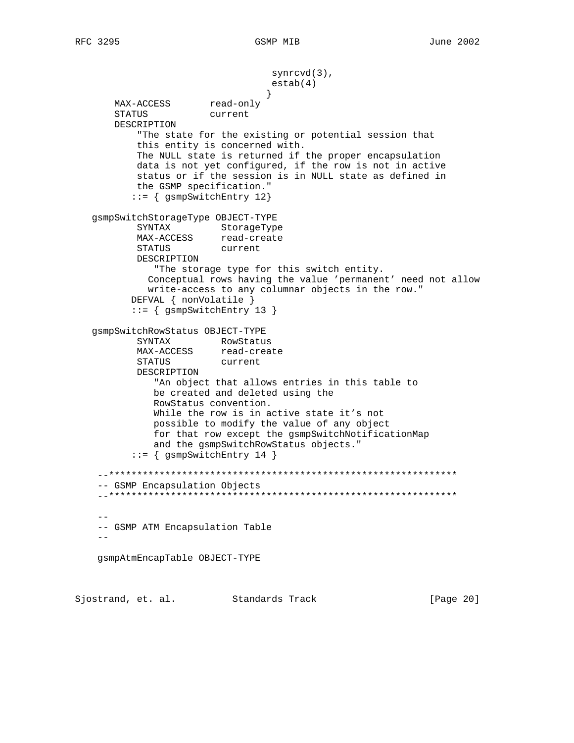```
                                synrcvd(3),
                                estab(4)
                               }
       MAX-ACCESS       read-only
       STATUS           current
       DESCRIPTION
           "The state for the existing or potential session that
           this entity is concerned with.
           The NULL state is returned if the proper encapsulation
           data is not yet configured, if the row is not in active
           status or if the session is in NULL state as defined in
           the GSMP specification."
          ::= { gsmpSwitchEntry 12}

   gsmpSwitchStorageType OBJECT-TYPE
           SYNTAX         StorageType
           MAX-ACCESS     read-create
           STATUS         current
           DESCRIPTION
              "The storage type for this switch entity.
             Conceptual rows having the value 'permanent' need not allow
             write-access to any columnar objects in the row."
          DEFVAL { nonVolatile }
          ::= { gsmpSwitchEntry 13 }

   gsmpSwitchRowStatus OBJECT-TYPE
           SYNTAX         RowStatus
           MAX-ACCESS     read-create
           STATUS         current
           DESCRIPTION
              "An object that allows entries in this table to
              be created and deleted using the
              RowStatus convention.
              While the row is in active state it's not
              possible to modify the value of any object
              for that row except the gsmpSwitchNotificationMap
              and the gsmpSwitchRowStatus objects."
          ::= { gsmpSwitchEntry 14 }

    --*************************************************************
    -- GSMP Encapsulation Objects
    --*************************************************************

    --
    -- GSMP ATM Encapsulation Table
    --

    gsmpAtmEncapTable OBJECT-TYPE
```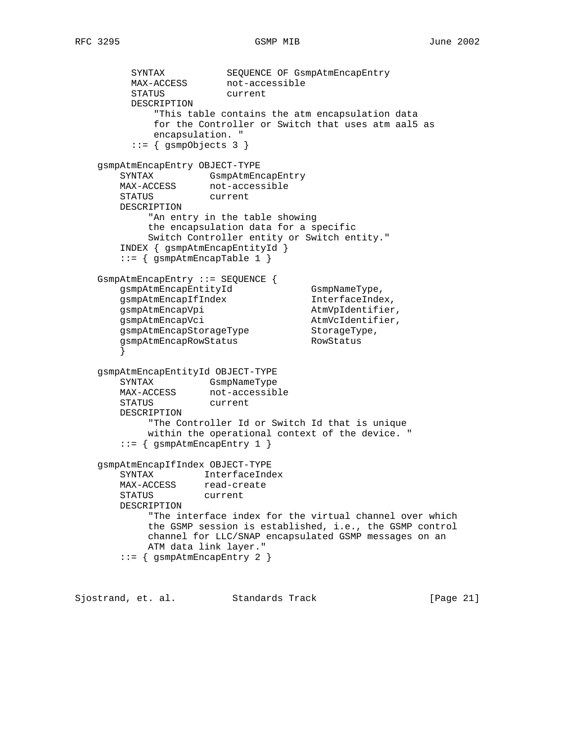```
         SYNTAX           SEQUENCE OF GsmpAtmEncapEntry
         MAX-ACCESS       not-accessible
         STATUS           current
         DESCRIPTION
             "This table contains the atm encapsulation data
             for the Controller or Switch that uses atm aal5 as
             encapsulation. "
         ::= { gsmpObjects 3 }

    gsmpAtmEncapEntry OBJECT-TYPE
        SYNTAX          GsmpAtmEncapEntry
        MAX-ACCESS      not-accessible
        STATUS          current
        DESCRIPTION
             "An entry in the table showing
             the encapsulation data for a specific
             Switch Controller entity or Switch entity."
        INDEX { gsmpAtmEncapEntityId }
        ::= { gsmpAtmEncapTable 1 }

    GsmpAtmEncapEntry ::= SEQUENCE {
        gsmpAtmEncapEntityId              GsmpNameType,
        gsmpAtmEncapIfIndex               InterfaceIndex,
        gsmpAtmEncapVpi                   AtmVpIdentifier,
        gsmpAtmEncapVci                   AtmVcIdentifier,
        gsmpAtmEncapStorageType           StorageType,
        gsmpAtmEncapRowStatus             RowStatus
        }

    gsmpAtmEncapEntityId OBJECT-TYPE
        SYNTAX          GsmpNameType
        MAX-ACCESS      not-accessible
        STATUS          current
        DESCRIPTION
             "The Controller Id or Switch Id that is unique
             within the operational context of the device. "
        ::= { gsmpAtmEncapEntry 1 }

    gsmpAtmEncapIfIndex OBJECT-TYPE
        SYNTAX         InterfaceIndex
        MAX-ACCESS     read-create
        STATUS         current
        DESCRIPTION
             "The interface index for the virtual channel over which
             the GSMP session is established, i.e., the GSMP control
             channel for LLC/SNAP encapsulated GSMP messages on an
             ATM data link layer."
        ::= { gsmpAtmEncapEntry 2 }
```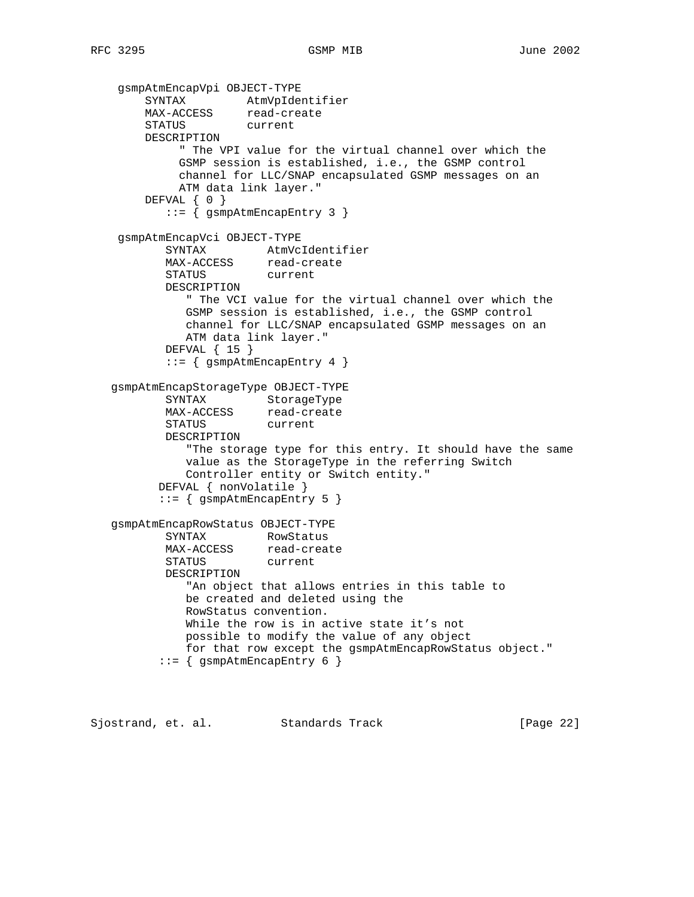```
    gsmpAtmEncapVpi OBJECT-TYPE
        SYNTAX         AtmVpIdentifier
        MAX-ACCESS     read-create
        STATUS         current
        DESCRIPTION
             " The VPI value for the virtual channel over which the
             GSMP session is established, i.e., the GSMP control
             channel for LLC/SNAP encapsulated GSMP messages on an
             ATM data link layer."
        DEFVAL { 0 }
           ::= { gsmpAtmEncapEntry 3 }

    gsmpAtmEncapVci OBJECT-TYPE
           SYNTAX         AtmVcIdentifier
           MAX-ACCESS     read-create
           STATUS         current
           DESCRIPTION
              " The VCI value for the virtual channel over which the
              GSMP session is established, i.e., the GSMP control
              channel for LLC/SNAP encapsulated GSMP messages on an
              ATM data link layer."
           DEFVAL { 15 }
           ::= { gsmpAtmEncapEntry 4 }

   gsmpAtmEncapStorageType OBJECT-TYPE
           SYNTAX         StorageType
           MAX-ACCESS     read-create
           STATUS         current
           DESCRIPTION
              "The storage type for this entry. It should have the same
              value as the StorageType in the referring Switch
              Controller entity or Switch entity."
          DEFVAL { nonVolatile }
          ::= { gsmpAtmEncapEntry 5 }

   gsmpAtmEncapRowStatus OBJECT-TYPE
           SYNTAX         RowStatus
           MAX-ACCESS     read-create
           STATUS         current
           DESCRIPTION
              "An object that allows entries in this table to
              be created and deleted using the
              RowStatus convention.
              While the row is in active state it's not
              possible to modify the value of any object
              for that row except the gsmpAtmEncapRowStatus object."
          ::= { gsmpAtmEncapEntry 6 }
```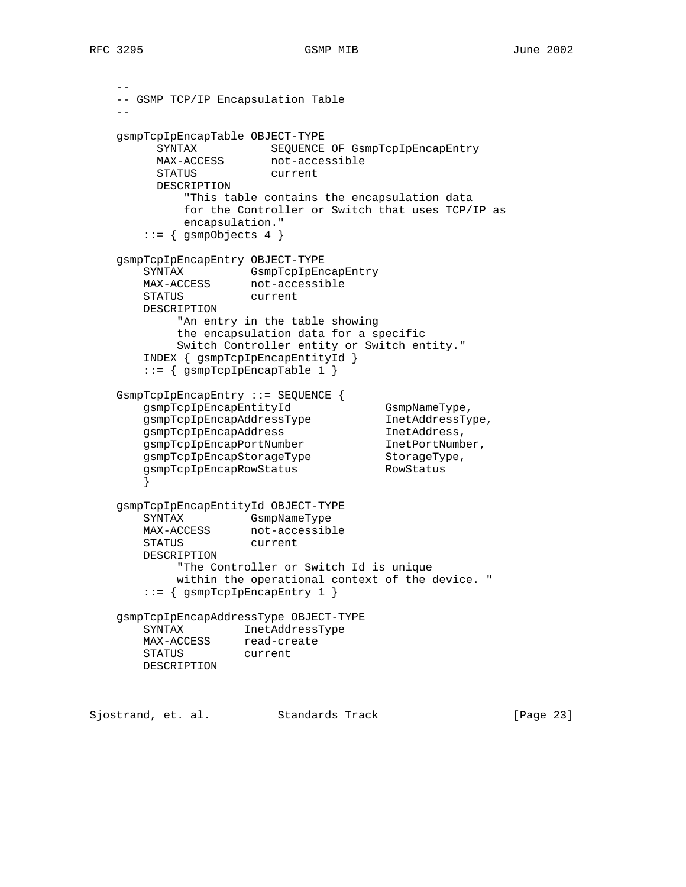```
   --
   -- GSMP TCP/IP Encapsulation Table
   --

   gsmpTcpIpEncapTable OBJECT-TYPE
         SYNTAX           SEQUENCE OF GsmpTcpIpEncapEntry
         MAX-ACCESS       not-accessible
         STATUS           current
         DESCRIPTION
             "This table contains the encapsulation data
             for the Controller or Switch that uses TCP/IP as
             encapsulation."
       ::= { gsmpObjects 4 }

   gsmpTcpIpEncapEntry OBJECT-TYPE
       SYNTAX          GsmpTcpIpEncapEntry
       MAX-ACCESS      not-accessible
       STATUS          current
       DESCRIPTION
            "An entry in the table showing
            the encapsulation data for a specific
            Switch Controller entity or Switch entity."
       INDEX { gsmpTcpIpEncapEntityId }
       ::= { gsmpTcpIpEncapTable 1 }

   GsmpTcpIpEncapEntry ::= SEQUENCE {
       gsmpTcpIpEncapEntityId              GsmpNameType,
       gsmpTcpIpEncapAddressType           InetAddressType,
       gsmpTcpIpEncapAddress               InetAddress,
       gsmpTcpIpEncapPortNumber            InetPortNumber,
       gsmpTcpIpEncapStorageType           StorageType,
       gsmpTcpIpEncapRowStatus             RowStatus
       }

   gsmpTcpIpEncapEntityId OBJECT-TYPE
       SYNTAX          GsmpNameType
       MAX-ACCESS      not-accessible
       STATUS          current
       DESCRIPTION
            "The Controller or Switch Id is unique
            within the operational context of the device. "
       ::= { gsmpTcpIpEncapEntry 1 }

   gsmpTcpIpEncapAddressType OBJECT-TYPE
       SYNTAX         InetAddressType
       MAX-ACCESS     read-create
       STATUS         current
       DESCRIPTION
```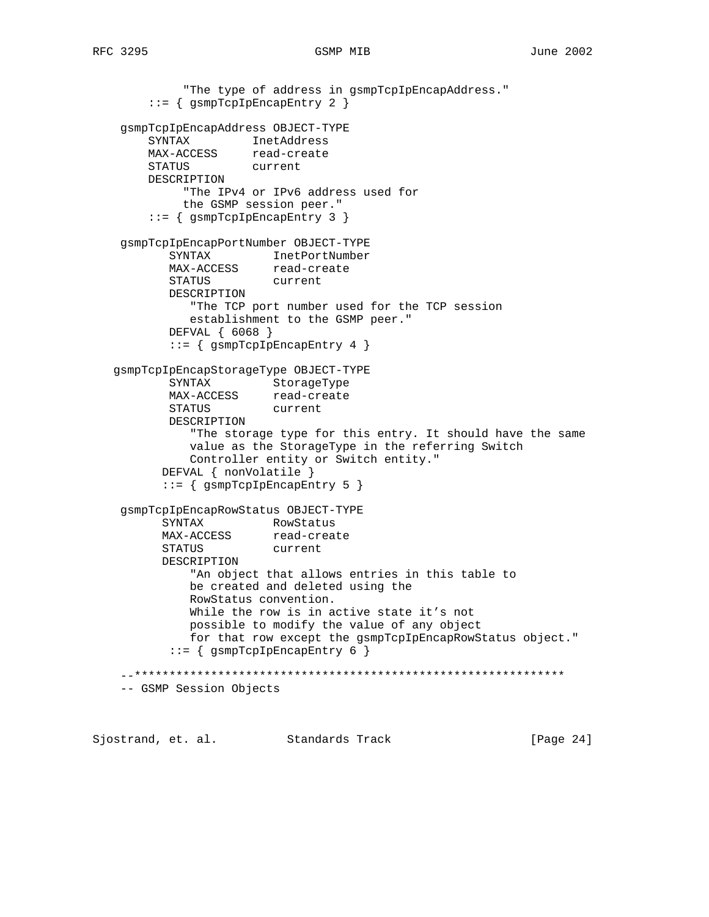```
            "The type of address in gsmpTcpIpEncapAddress."
        ::= { gsmpTcpIpEncapEntry 2 }

    gsmpTcpIpEncapAddress OBJECT-TYPE
        SYNTAX         InetAddress
        MAX-ACCESS     read-create
        STATUS         current
        DESCRIPTION
            "The IPv4 or IPv6 address used for
            the GSMP session peer."
        ::= { gsmpTcpIpEncapEntry 3 }

    gsmpTcpIpEncapPortNumber OBJECT-TYPE
           SYNTAX         InetPortNumber
           MAX-ACCESS     read-create
           STATUS         current
           DESCRIPTION
              "The TCP port number used for the TCP session
              establishment to the GSMP peer."
           DEFVAL { 6068 }
           ::= { gsmpTcpIpEncapEntry 4 }

   gsmpTcpIpEncapStorageType OBJECT-TYPE
           SYNTAX         StorageType
           MAX-ACCESS     read-create
           STATUS         current
           DESCRIPTION
              "The storage type for this entry. It should have the same
              value as the StorageType in the referring Switch
              Controller entity or Switch entity."
          DEFVAL { nonVolatile }
          ::= { gsmpTcpIpEncapEntry 5 }

    gsmpTcpIpEncapRowStatus OBJECT-TYPE
          SYNTAX          RowStatus
          MAX-ACCESS      read-create
          STATUS          current
          DESCRIPTION
              "An object that allows entries in this table to
              be created and deleted using the
              RowStatus convention.
              While the row is in active state it's not
              possible to modify the value of any object
              for that row except the gsmpTcpIpEncapRowStatus object."
           ::= { gsmpTcpIpEncapEntry 6 }

    --**************************************************************
    -- GSMP Session Objects
```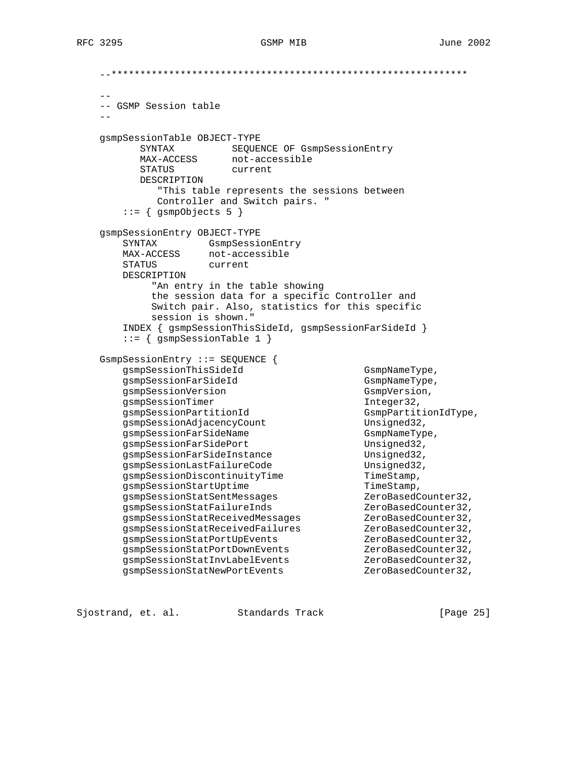```
--*****************************************************************

--
-- GSMP Session table
--

gsmpSessionTable OBJECT-TYPE
       SYNTAX          SEQUENCE OF GsmpSessionEntry
       MAX-ACCESS      not-accessible
       STATUS          current
       DESCRIPTION
          "This table represents the sessions between
          Controller and Switch pairs. "
    ::= { gsmpObjects 5 }

gsmpSessionEntry OBJECT-TYPE
    SYNTAX         GsmpSessionEntry
    MAX-ACCESS     not-accessible
    STATUS         current
    DESCRIPTION
         "An entry in the table showing
         the session data for a specific Controller and
         Switch pair. Also, statistics for this specific
         session is shown."
    INDEX { gsmpSessionThisSideId, gsmpSessionFarSideId }
    ::= { gsmpSessionTable 1 }

GsmpSessionEntry ::= SEQUENCE {
    gsmpSessionThisSideId                  GsmpNameType,
    gsmpSessionFarSideId                   GsmpNameType,
    gsmpSessionVersion                     GsmpVersion,
    gsmpSessionTimer                       Integer32,
    gsmpSessionPartitionId                 GsmpPartitionIdType,
    gsmpSessionAdjacencyCount              Unsigned32,
    gsmpSessionFarSideName                 GsmpNameType,
    gsmpSessionFarSidePort                 Unsigned32,
    gsmpSessionFarSideInstance             Unsigned32,
    gsmpSessionLastFailureCode             Unsigned32,
    gsmpSessionDiscontinuityTime           TimeStamp,
    gsmpSessionStartUptime                 TimeStamp,
    gsmpSessionStatSentMessages            ZeroBasedCounter32,
    gsmpSessionStatFailureInds             ZeroBasedCounter32,
    gsmpSessionStatReceivedMessages        ZeroBasedCounter32,
    gsmpSessionStatReceivedFailures        ZeroBasedCounter32,
    gsmpSessionStatPortUpEvents            ZeroBasedCounter32,
    gsmpSessionStatPortDownEvents          ZeroBasedCounter32,
    gsmpSessionStatInvLabelEvents          ZeroBasedCounter32,
    gsmpSessionStatNewPortEvents           ZeroBasedCounter32,
```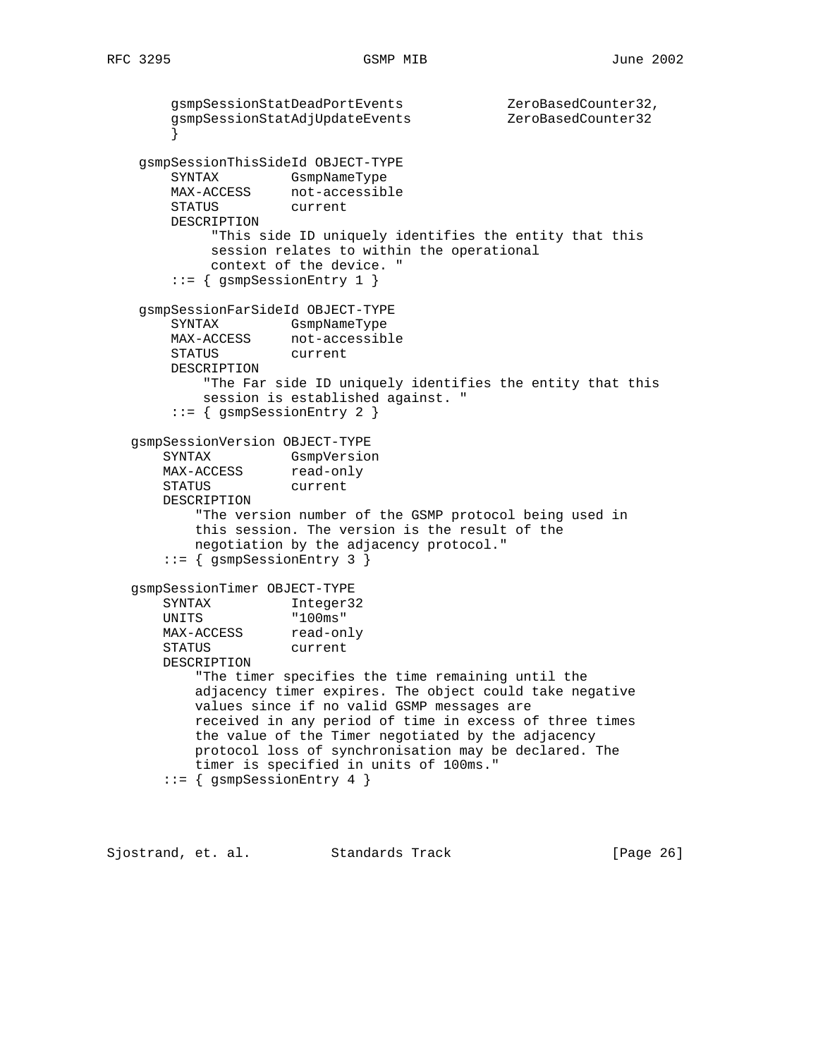```
        gsmpSessionStatDeadPortEvents            ZeroBasedCounter32,
        gsmpSessionStatAdjUpdateEvents           ZeroBasedCounter32
        }

    gsmpSessionThisSideId OBJECT-TYPE
        SYNTAX         GsmpNameType
        MAX-ACCESS     not-accessible
        STATUS         current
        DESCRIPTION
             "This side ID uniquely identifies the entity that this
             session relates to within the operational
             context of the device. "
        ::= { gsmpSessionEntry 1 }

    gsmpSessionFarSideId OBJECT-TYPE
        SYNTAX         GsmpNameType
        MAX-ACCESS     not-accessible
        STATUS         current
        DESCRIPTION
            "The Far side ID uniquely identifies the entity that this
            session is established against. "
        ::= { gsmpSessionEntry 2 }

   gsmpSessionVersion OBJECT-TYPE
       SYNTAX          GsmpVersion
       MAX-ACCESS      read-only
       STATUS          current
       DESCRIPTION
           "The version number of the GSMP protocol being used in
           this session. The version is the result of the
           negotiation by the adjacency protocol."
       ::= { gsmpSessionEntry 3 }

   gsmpSessionTimer OBJECT-TYPE
       SYNTAX          Integer32
       UNITS           "100ms"
       MAX-ACCESS      read-only
       STATUS          current
       DESCRIPTION
           "The timer specifies the time remaining until the
           adjacency timer expires. The object could take negative
           values since if no valid GSMP messages are
           received in any period of time in excess of three times
           the value of the Timer negotiated by the adjacency
           protocol loss of synchronisation may be declared. The
           timer is specified in units of 100ms."
       ::= { gsmpSessionEntry 4 }
```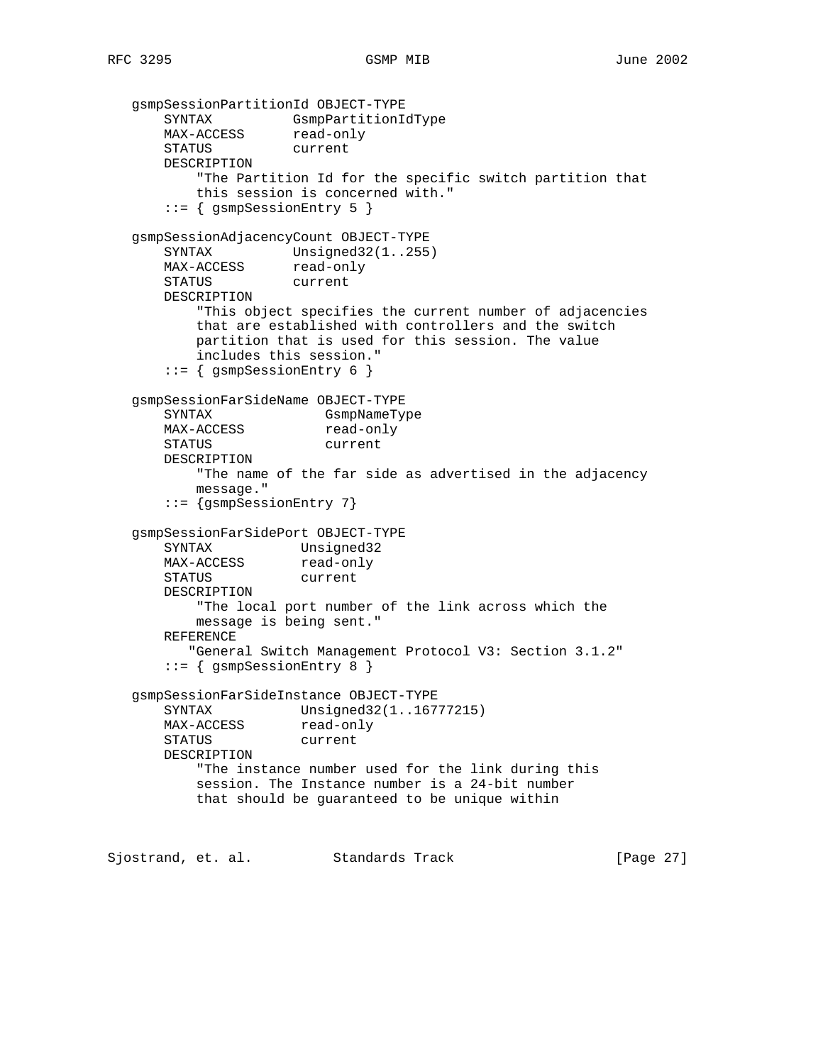```
   gsmpSessionPartitionId OBJECT-TYPE
       SYNTAX          GsmpPartitionIdType
       MAX-ACCESS      read-only
       STATUS          current
       DESCRIPTION
           "The Partition Id for the specific switch partition that
           this session is concerned with."
       ::= { gsmpSessionEntry 5 }

   gsmpSessionAdjacencyCount OBJECT-TYPE
       SYNTAX          Unsigned32(1..255)
       MAX-ACCESS      read-only
       STATUS          current
       DESCRIPTION
           "This object specifies the current number of adjacencies
           that are established with controllers and the switch
           partition that is used for this session. The value
           includes this session."
       ::= { gsmpSessionEntry 6 }

   gsmpSessionFarSideName OBJECT-TYPE
       SYNTAX              GsmpNameType
       MAX-ACCESS          read-only
       STATUS              current
       DESCRIPTION
           "The name of the far side as advertised in the adjacency
           message."
       ::= {gsmpSessionEntry 7}

   gsmpSessionFarSidePort OBJECT-TYPE
       SYNTAX           Unsigned32
       MAX-ACCESS       read-only
       STATUS           current
       DESCRIPTION
           "The local port number of the link across which the
           message is being sent."
       REFERENCE
          "General Switch Management Protocol V3: Section 3.1.2"
       ::= { gsmpSessionEntry 8 }

   gsmpSessionFarSideInstance OBJECT-TYPE
       SYNTAX           Unsigned32(1..16777215)
       MAX-ACCESS       read-only
       STATUS           current
       DESCRIPTION
           "The instance number used for the link during this
           session. The Instance number is a 24-bit number
           that should be guaranteed to be unique within
```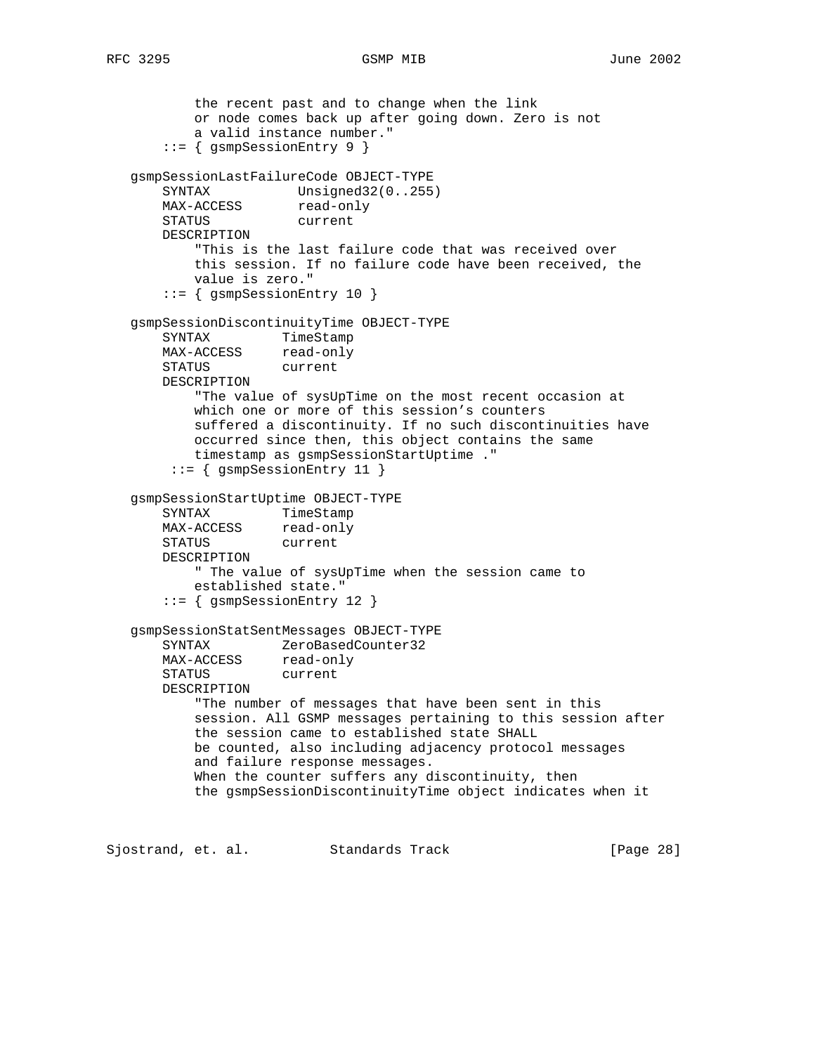```
          the recent past and to change when the link
          or node comes back up after going down. Zero is not
          a valid instance number."
      ::= { gsmpSessionEntry 9 }

  gsmpSessionLastFailureCode OBJECT-TYPE
      SYNTAX           Unsigned32(0..255)
      MAX-ACCESS       read-only
      STATUS           current
      DESCRIPTION
          "This is the last failure code that was received over
          this session. If no failure code have been received, the
          value is zero."
      ::= { gsmpSessionEntry 10 }

  gsmpSessionDiscontinuityTime OBJECT-TYPE
      SYNTAX         TimeStamp
      MAX-ACCESS     read-only
      STATUS         current
      DESCRIPTION
          "The value of sysUpTime on the most recent occasion at
          which one or more of this session's counters
          suffered a discontinuity. If no such discontinuities have
          occurred since then, this object contains the same
          timestamp as gsmpSessionStartUptime ."
       ::= { gsmpSessionEntry 11 }

  gsmpSessionStartUptime OBJECT-TYPE
      SYNTAX         TimeStamp
      MAX-ACCESS     read-only
      STATUS         current
      DESCRIPTION
          " The value of sysUpTime when the session came to
          established state."
      ::= { gsmpSessionEntry 12 }

  gsmpSessionStatSentMessages OBJECT-TYPE
      SYNTAX         ZeroBasedCounter32
      MAX-ACCESS     read-only
      STATUS         current
      DESCRIPTION
          "The number of messages that have been sent in this
          session. All GSMP messages pertaining to this session after
          the session came to established state SHALL
          be counted, also including adjacency protocol messages
          and failure response messages.
          When the counter suffers any discontinuity, then
          the gsmpSessionDiscontinuityTime object indicates when it
```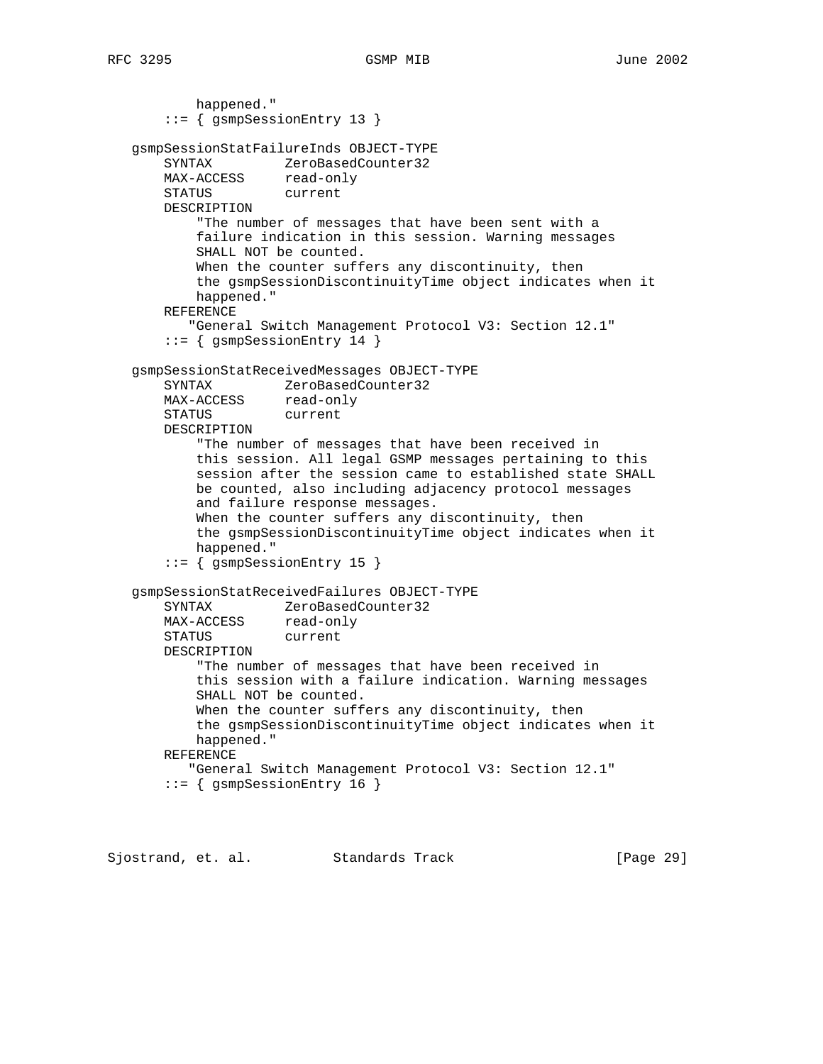```
          happened."
       ::= { gsmpSessionEntry 13 }

   gsmpSessionStatFailureInds OBJECT-TYPE
       SYNTAX         ZeroBasedCounter32
       MAX-ACCESS     read-only
       STATUS         current
       DESCRIPTION
           "The number of messages that have been sent with a
           failure indication in this session. Warning messages
           SHALL NOT be counted.
           When the counter suffers any discontinuity, then
           the gsmpSessionDiscontinuityTime object indicates when it
           happened."
       REFERENCE
          "General Switch Management Protocol V3: Section 12.1"
       ::= { gsmpSessionEntry 14 }

   gsmpSessionStatReceivedMessages OBJECT-TYPE
       SYNTAX         ZeroBasedCounter32
       MAX-ACCESS     read-only
       STATUS         current
       DESCRIPTION
           "The number of messages that have been received in
           this session. All legal GSMP messages pertaining to this
           session after the session came to established state SHALL
           be counted, also including adjacency protocol messages
           and failure response messages.
           When the counter suffers any discontinuity, then
           the gsmpSessionDiscontinuityTime object indicates when it
           happened."
       ::= { gsmpSessionEntry 15 }

   gsmpSessionStatReceivedFailures OBJECT-TYPE
       SYNTAX         ZeroBasedCounter32
       MAX-ACCESS     read-only
       STATUS         current
       DESCRIPTION
           "The number of messages that have been received in
           this session with a failure indication. Warning messages
           SHALL NOT be counted.
           When the counter suffers any discontinuity, then
           the gsmpSessionDiscontinuityTime object indicates when it
           happened."
       REFERENCE
          "General Switch Management Protocol V3: Section 12.1"
       ::= { gsmpSessionEntry 16 }
```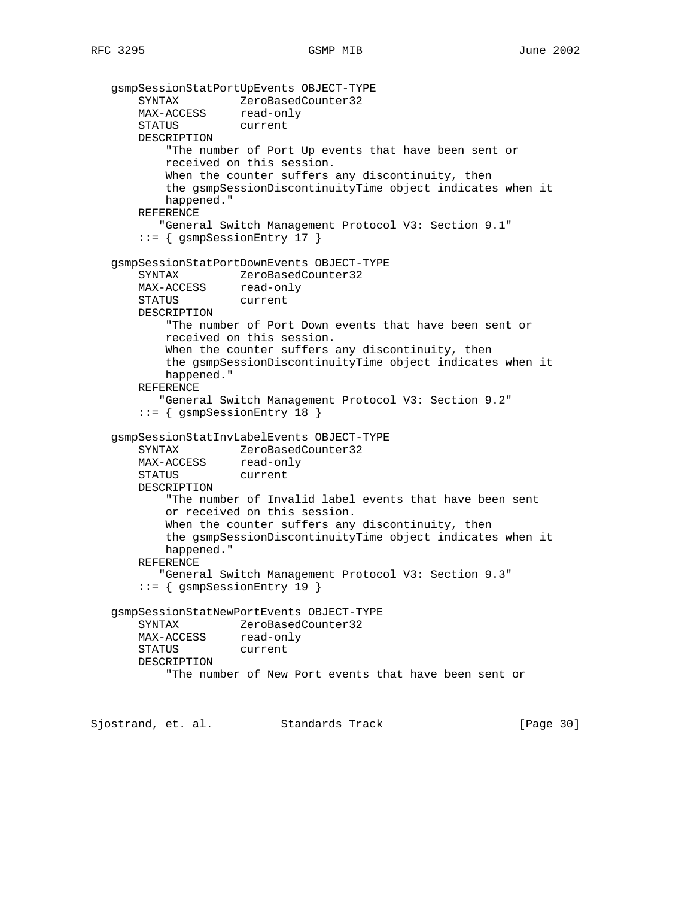```
   gsmpSessionStatPortUpEvents OBJECT-TYPE
       SYNTAX         ZeroBasedCounter32
       MAX-ACCESS     read-only
       STATUS         current
       DESCRIPTION
           "The number of Port Up events that have been sent or
           received on this session.
           When the counter suffers any discontinuity, then
           the gsmpSessionDiscontinuityTime object indicates when it
           happened."
       REFERENCE
          "General Switch Management Protocol V3: Section 9.1"
       ::= { gsmpSessionEntry 17 }

   gsmpSessionStatPortDownEvents OBJECT-TYPE
       SYNTAX         ZeroBasedCounter32
       MAX-ACCESS     read-only
       STATUS         current
       DESCRIPTION
           "The number of Port Down events that have been sent or
           received on this session.
           When the counter suffers any discontinuity, then
           the gsmpSessionDiscontinuityTime object indicates when it
           happened."
       REFERENCE
          "General Switch Management Protocol V3: Section 9.2"
       ::= { gsmpSessionEntry 18 }

   gsmpSessionStatInvLabelEvents OBJECT-TYPE
       SYNTAX         ZeroBasedCounter32
       MAX-ACCESS     read-only
       STATUS         current
       DESCRIPTION
           "The number of Invalid label events that have been sent
           or received on this session.
           When the counter suffers any discontinuity, then
           the gsmpSessionDiscontinuityTime object indicates when it
           happened."
       REFERENCE
          "General Switch Management Protocol V3: Section 9.3"
       ::= { gsmpSessionEntry 19 }

   gsmpSessionStatNewPortEvents OBJECT-TYPE
       SYNTAX         ZeroBasedCounter32
       MAX-ACCESS     read-only
       STATUS         current
       DESCRIPTION
           "The number of New Port events that have been sent or
```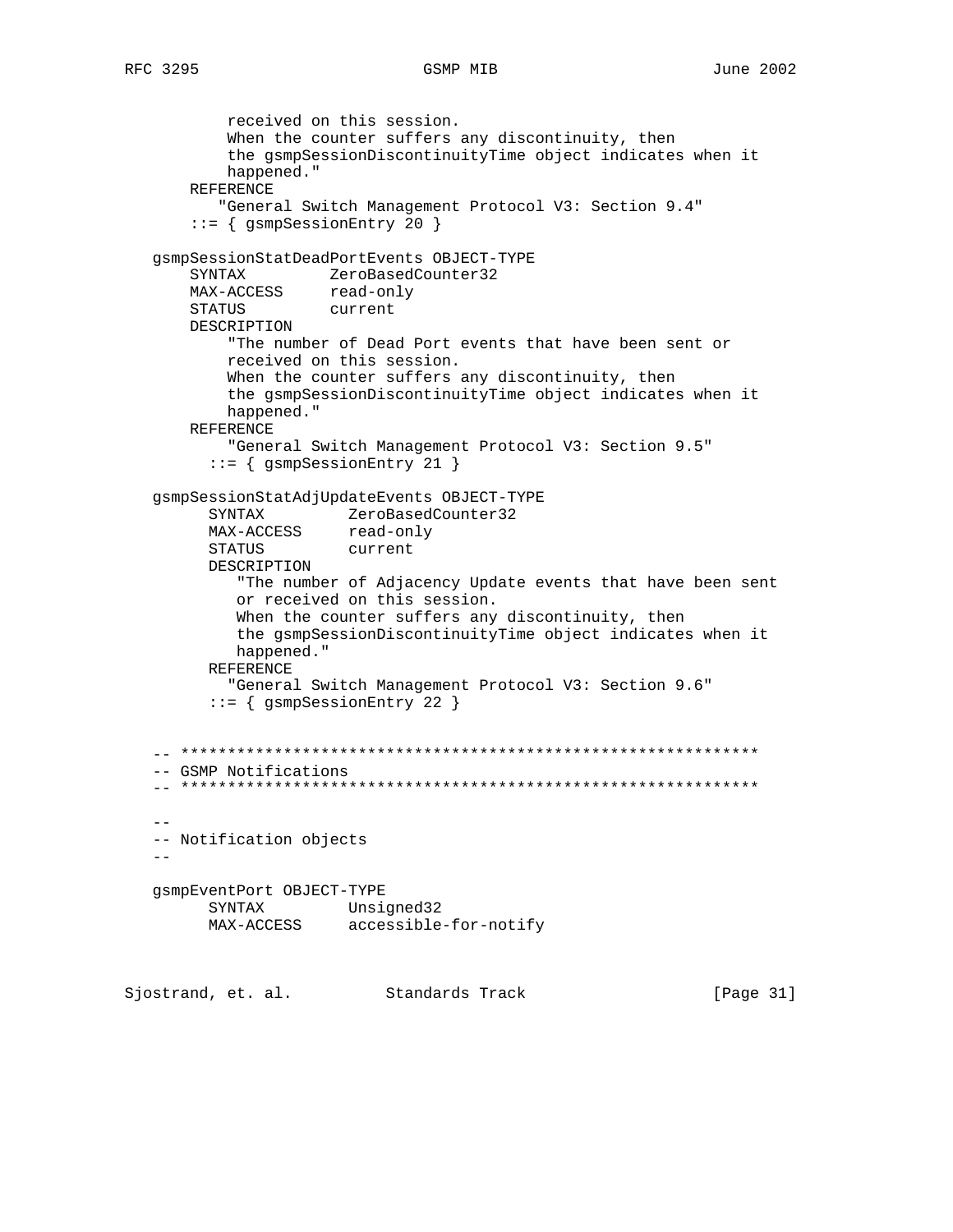```
           received on this session.
           When the counter suffers any discontinuity, then
           the gsmpSessionDiscontinuityTime object indicates when it
           happened."
       REFERENCE
          "General Switch Management Protocol V3: Section 9.4"
       ::= { gsmpSessionEntry 20 }

   gsmpSessionStatDeadPortEvents OBJECT-TYPE
       SYNTAX         ZeroBasedCounter32
       MAX-ACCESS     read-only
       STATUS         current
       DESCRIPTION
           "The number of Dead Port events that have been sent or
           received on this session.
           When the counter suffers any discontinuity, then
           the gsmpSessionDiscontinuityTime object indicates when it
           happened."
       REFERENCE
           "General Switch Management Protocol V3: Section 9.5"
         ::= { gsmpSessionEntry 21 }

   gsmpSessionStatAdjUpdateEvents OBJECT-TYPE
         SYNTAX         ZeroBasedCounter32
         MAX-ACCESS     read-only
         STATUS         current
         DESCRIPTION
            "The number of Adjacency Update events that have been sent
            or received on this session.
            When the counter suffers any discontinuity, then
            the gsmpSessionDiscontinuityTime object indicates when it
            happened."
         REFERENCE
           "General Switch Management Protocol V3: Section 9.6"
         ::= { gsmpSessionEntry 22 }


   -- ***************************************************************
   -- GSMP Notifications
   -- ***************************************************************

   --
   -- Notification objects
   --

   gsmpEventPort OBJECT-TYPE
         SYNTAX         Unsigned32
         MAX-ACCESS     accessible-for-notify
```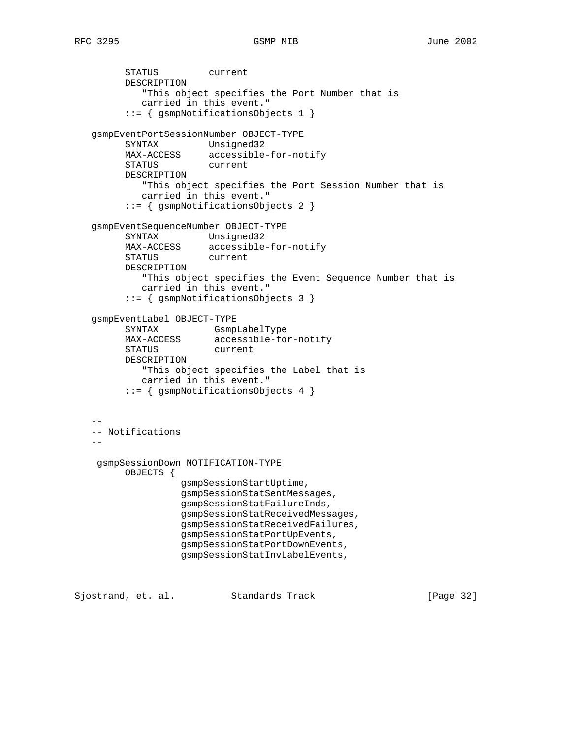```
        STATUS         current
        DESCRIPTION
           "This object specifies the Port Number that is
           carried in this event."
        ::= { gsmpNotificationsObjects 1 }

   gsmpEventPortSessionNumber OBJECT-TYPE
        SYNTAX         Unsigned32
        MAX-ACCESS     accessible-for-notify
        STATUS         current
        DESCRIPTION
           "This object specifies the Port Session Number that is
           carried in this event."
        ::= { gsmpNotificationsObjects 2 }

   gsmpEventSequenceNumber OBJECT-TYPE
        SYNTAX         Unsigned32
        MAX-ACCESS     accessible-for-notify
        STATUS         current
        DESCRIPTION
           "This object specifies the Event Sequence Number that is
           carried in this event."
        ::= { gsmpNotificationsObjects 3 }

   gsmpEventLabel OBJECT-TYPE
        SYNTAX          GsmpLabelType
        MAX-ACCESS      accessible-for-notify
        STATUS          current
        DESCRIPTION
           "This object specifies the Label that is
           carried in this event."
        ::= { gsmpNotificationsObjects 4 }


   --
   -- Notifications
   --

    gsmpSessionDown NOTIFICATION-TYPE
        OBJECTS {
                  gsmpSessionStartUptime,
                  gsmpSessionStatSentMessages,
                  gsmpSessionStatFailureInds,
                  gsmpSessionStatReceivedMessages,
                  gsmpSessionStatReceivedFailures,
                  gsmpSessionStatPortUpEvents,
                  gsmpSessionStatPortDownEvents,
                  gsmpSessionStatInvLabelEvents,
```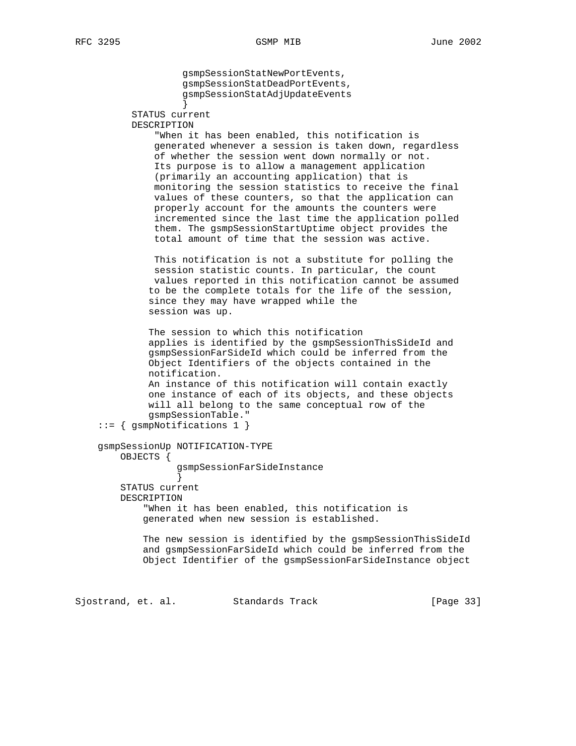```
                 gsmpSessionStatNewPortEvents,
                 gsmpSessionStatDeadPortEvents,
                 gsmpSessionStatAdjUpdateEvents
                 }
        STATUS current
        DESCRIPTION
            "When it has been enabled, this notification is
            generated whenever a session is taken down, regardless
            of whether the session went down normally or not.
            Its purpose is to allow a management application
            (primarily an accounting application) that is
            monitoring the session statistics to receive the final
            values of these counters, so that the application can
            properly account for the amounts the counters were
            incremented since the last time the application polled
            them. The gsmpSessionStartUptime object provides the
            total amount of time that the session was active.

            This notification is not a substitute for polling the
            session statistic counts. In particular, the count
            values reported in this notification cannot be assumed
           to be the complete totals for the life of the session,
           since they may have wrapped while the
           session was up.

           The session to which this notification
           applies is identified by the gsmpSessionThisSideId and
           gsmpSessionFarSideId which could be inferred from the
           Object Identifiers of the objects contained in the
           notification.
           An instance of this notification will contain exactly
           one instance of each of its objects, and these objects
           will all belong to the same conceptual row of the
           gsmpSessionTable."
    ::= { gsmpNotifications 1 }

    gsmpSessionUp NOTIFICATION-TYPE
        OBJECTS {
                gsmpSessionFarSideInstance
                }
        STATUS current
        DESCRIPTION
            "When it has been enabled, this notification is
            generated when new session is established.

            The new session is identified by the gsmpSessionThisSideId
            and gsmpSessionFarSideId which could be inferred from the
            Object Identifier of the gsmpSessionFarSideInstance object
```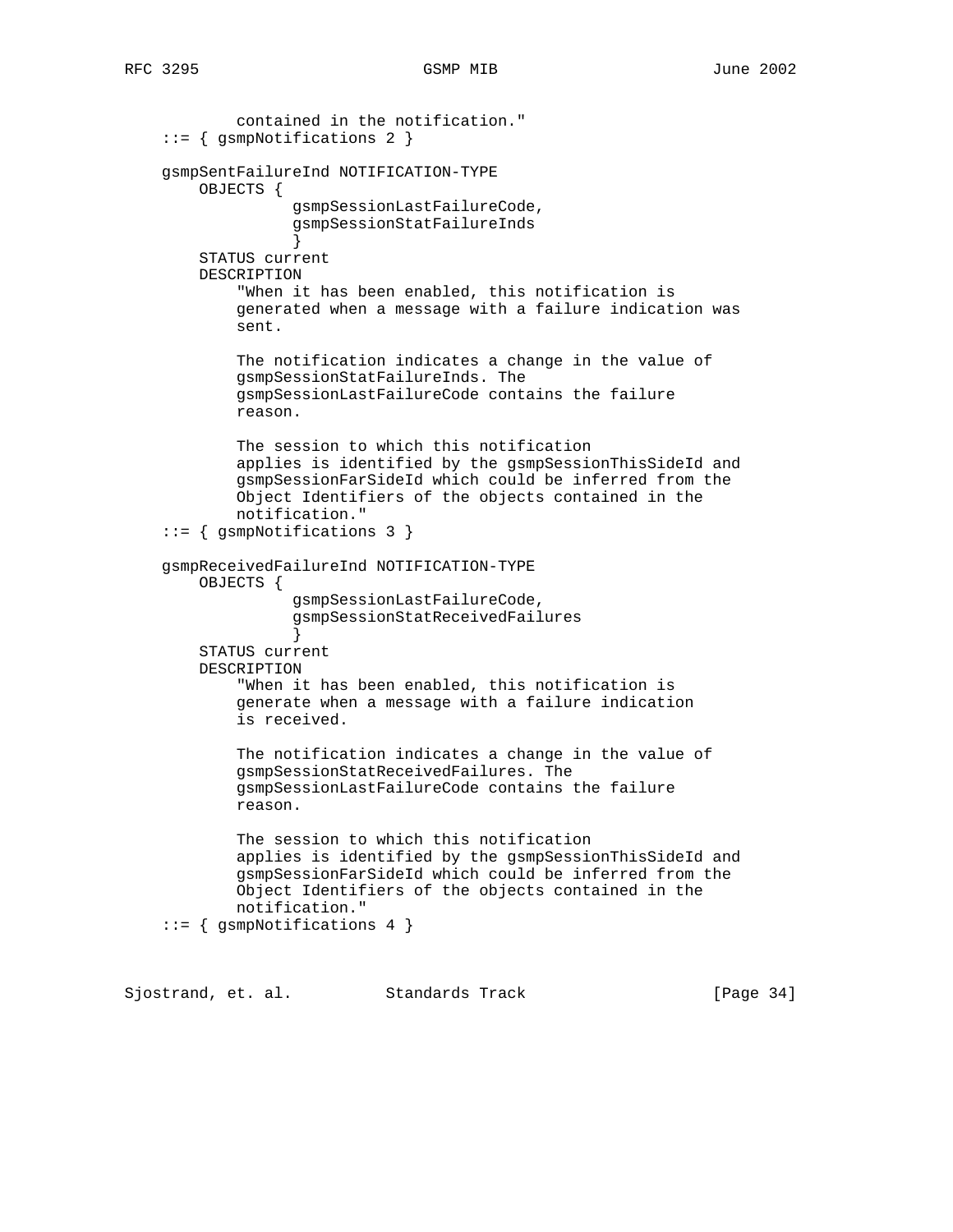```
            contained in the notification."
    ::= { gsmpNotifications 2 }

    gsmpSentFailureInd NOTIFICATION-TYPE
        OBJECTS {
                  gsmpSessionLastFailureCode,
                  gsmpSessionStatFailureInds
                  }
        STATUS current
        DESCRIPTION
            "When it has been enabled, this notification is
            generated when a message with a failure indication was
            sent.

            The notification indicates a change in the value of
            gsmpSessionStatFailureInds. The
            gsmpSessionLastFailureCode contains the failure
            reason.

            The session to which this notification
            applies is identified by the gsmpSessionThisSideId and
            gsmpSessionFarSideId which could be inferred from the
            Object Identifiers of the objects contained in the
            notification."
    ::= { gsmpNotifications 3 }

    gsmpReceivedFailureInd NOTIFICATION-TYPE
        OBJECTS {
                  gsmpSessionLastFailureCode,
                  gsmpSessionStatReceivedFailures
                  }
        STATUS current
        DESCRIPTION
            "When it has been enabled, this notification is
            generate when a message with a failure indication
            is received.

            The notification indicates a change in the value of
            gsmpSessionStatReceivedFailures. The
            gsmpSessionLastFailureCode contains the failure
            reason.

            The session to which this notification
            applies is identified by the gsmpSessionThisSideId and
            gsmpSessionFarSideId which could be inferred from the
            Object Identifiers of the objects contained in the
            notification."
    ::= { gsmpNotifications 4 }
```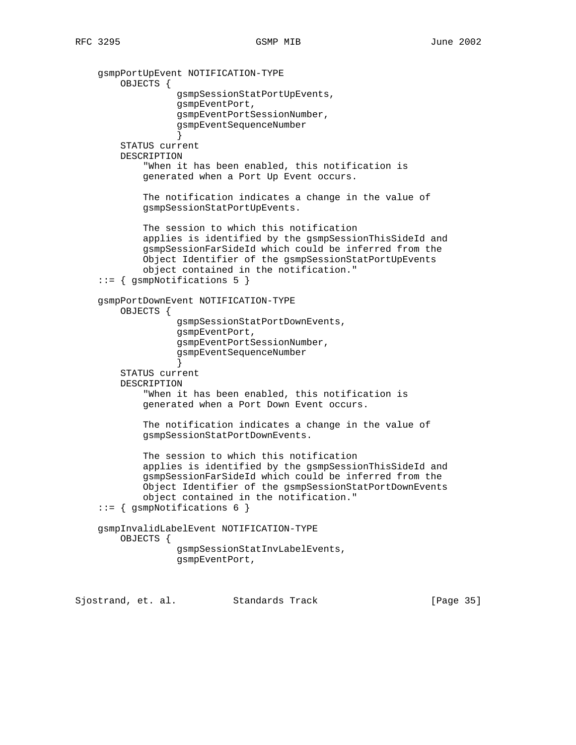```
    gsmpPortUpEvent NOTIFICATION-TYPE
        OBJECTS {
                  gsmpSessionStatPortUpEvents,
                  gsmpEventPort,
                  gsmpEventPortSessionNumber,
                  gsmpEventSequenceNumber
                  }
        STATUS current
        DESCRIPTION
            "When it has been enabled, this notification is
            generated when a Port Up Event occurs.

            The notification indicates a change in the value of
            gsmpSessionStatPortUpEvents.

            The session to which this notification
            applies is identified by the gsmpSessionThisSideId and
            gsmpSessionFarSideId which could be inferred from the
            Object Identifier of the gsmpSessionStatPortUpEvents
            object contained in the notification."
    ::= { gsmpNotifications 5 }

    gsmpPortDownEvent NOTIFICATION-TYPE
        OBJECTS {
                  gsmpSessionStatPortDownEvents,
                  gsmpEventPort,
                  gsmpEventPortSessionNumber,
                  gsmpEventSequenceNumber
                  }
        STATUS current
        DESCRIPTION
            "When it has been enabled, this notification is
            generated when a Port Down Event occurs.

            The notification indicates a change in the value of
            gsmpSessionStatPortDownEvents.

            The session to which this notification
            applies is identified by the gsmpSessionThisSideId and
            gsmpSessionFarSideId which could be inferred from the
            Object Identifier of the gsmpSessionStatPortDownEvents
            object contained in the notification."
    ::= { gsmpNotifications 6 }

    gsmpInvalidLabelEvent NOTIFICATION-TYPE
        OBJECTS {
                  gsmpSessionStatInvLabelEvents,
                  gsmpEventPort,
```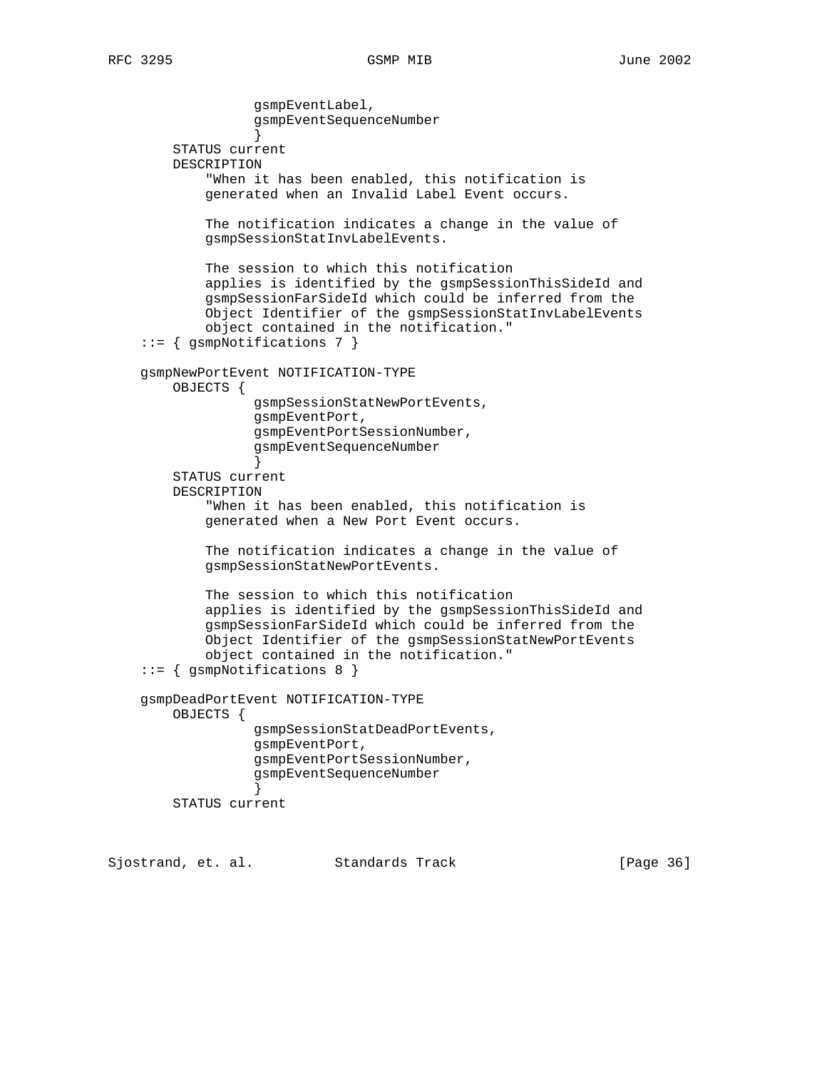```
                gsmpEventLabel,
                gsmpEventSequenceNumber
                }
       STATUS current
       DESCRIPTION
           "When it has been enabled, this notification is
           generated when an Invalid Label Event occurs.

           The notification indicates a change in the value of
           gsmpSessionStatInvLabelEvents.

           The session to which this notification
           applies is identified by the gsmpSessionThisSideId and
           gsmpSessionFarSideId which could be inferred from the
           Object Identifier of the gsmpSessionStatInvLabelEvents
           object contained in the notification."
   ::= { gsmpNotifications 7 }

   gsmpNewPortEvent NOTIFICATION-TYPE
       OBJECTS {
                gsmpSessionStatNewPortEvents,
                gsmpEventPort,
                gsmpEventPortSessionNumber,
                gsmpEventSequenceNumber
                }
       STATUS current
       DESCRIPTION
           "When it has been enabled, this notification is
           generated when a New Port Event occurs.

           The notification indicates a change in the value of
           gsmpSessionStatNewPortEvents.

           The session to which this notification
           applies is identified by the gsmpSessionThisSideId and
           gsmpSessionFarSideId which could be inferred from the
           Object Identifier of the gsmpSessionStatNewPortEvents
           object contained in the notification."
   ::= { gsmpNotifications 8 }

   gsmpDeadPortEvent NOTIFICATION-TYPE
       OBJECTS {
                gsmpSessionStatDeadPortEvents,
                gsmpEventPort,
                gsmpEventPortSessionNumber,
                gsmpEventSequenceNumber
                }
       STATUS current
```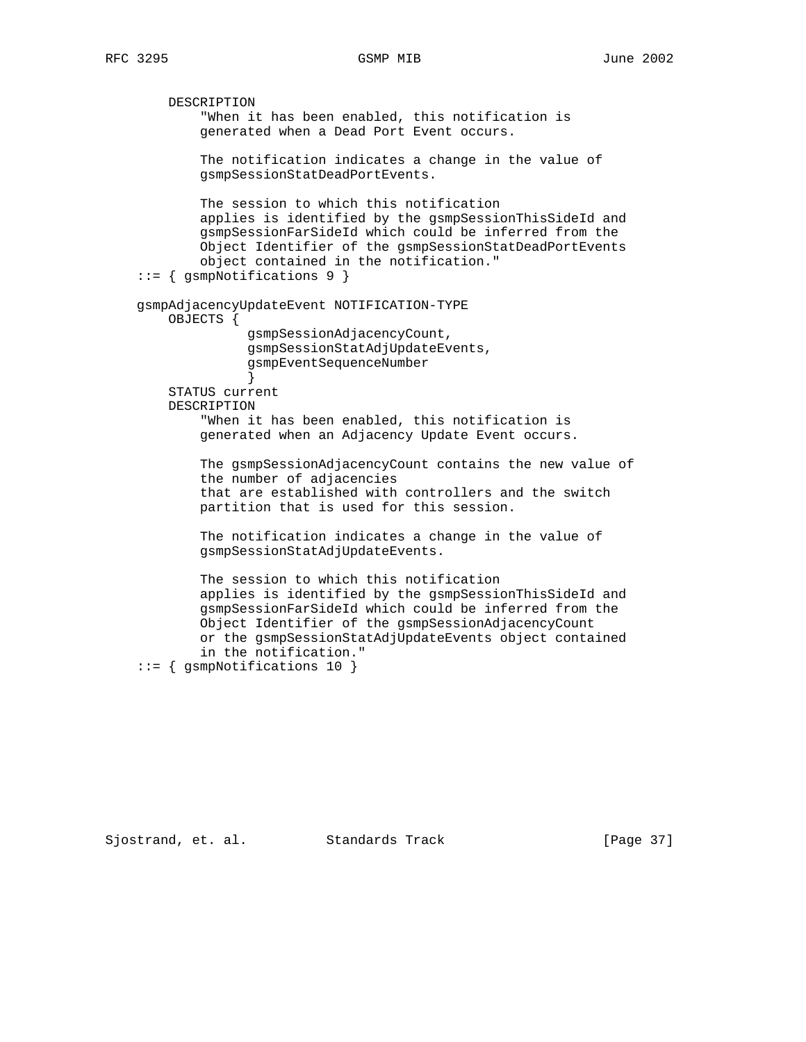```
        DESCRIPTION
            "When it has been enabled, this notification is
            generated when a Dead Port Event occurs.

            The notification indicates a change in the value of
            gsmpSessionStatDeadPortEvents.

            The session to which this notification
            applies is identified by the gsmpSessionThisSideId and
            gsmpSessionFarSideId which could be inferred from the
            Object Identifier of the gsmpSessionStatDeadPortEvents
            object contained in the notification."
    ::= { gsmpNotifications 9 }

    gsmpAdjacencyUpdateEvent NOTIFICATION-TYPE
        OBJECTS {
                gsmpSessionAdjacencyCount,
                gsmpSessionStatAdjUpdateEvents,
                gsmpEventSequenceNumber
                }
        STATUS current
        DESCRIPTION
            "When it has been enabled, this notification is
            generated when an Adjacency Update Event occurs.

            The gsmpSessionAdjacencyCount contains the new value of
            the number of adjacencies
            that are established with controllers and the switch
            partition that is used for this session.

            The notification indicates a change in the value of
            gsmpSessionStatAdjUpdateEvents.

            The session to which this notification
            applies is identified by the gsmpSessionThisSideId and
            gsmpSessionFarSideId which could be inferred from the
            Object Identifier of the gsmpSessionAdjacencyCount
            or the gsmpSessionStatAdjUpdateEvents object contained
            in the notification."
    ::= { gsmpNotifications 10 }
```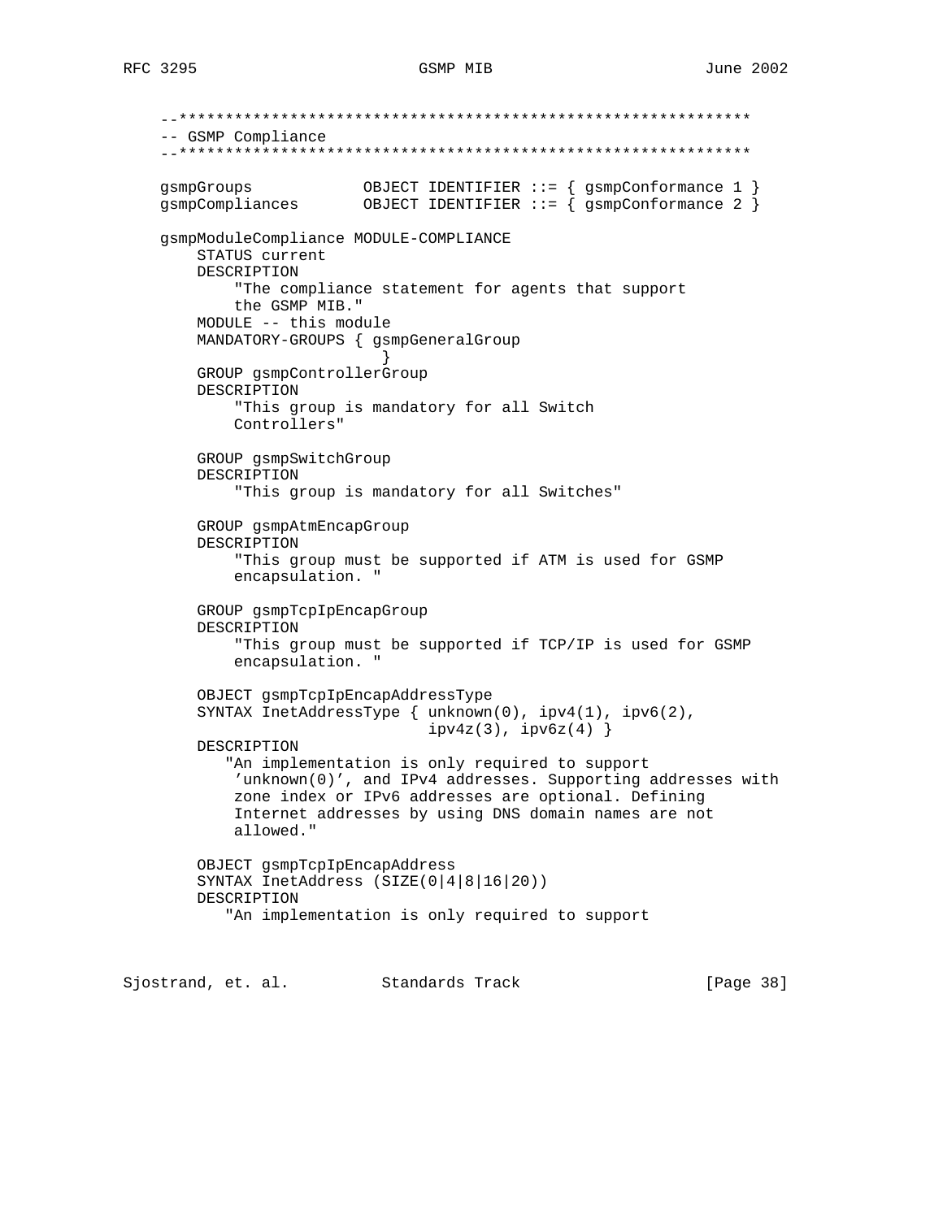```
--**************************************************************
-- GSMP Compliance
--**************************************************************

gsmpGroups            OBJECT IDENTIFIER ::= { gsmpConformance 1 }
gsmpCompliances       OBJECT IDENTIFIER ::= { gsmpConformance 2 }

gsmpModuleCompliance MODULE-COMPLIANCE
    STATUS current
    DESCRIPTION
        "The compliance statement for agents that support
        the GSMP MIB."
    MODULE -- this module
    MANDATORY-GROUPS { gsmpGeneralGroup
                     }
    GROUP gsmpControllerGroup
    DESCRIPTION
        "This group is mandatory for all Switch
        Controllers"

    GROUP gsmpSwitchGroup
    DESCRIPTION
        "This group is mandatory for all Switches"

    GROUP gsmpAtmEncapGroup
    DESCRIPTION
        "This group must be supported if ATM is used for GSMP
        encapsulation. "

    GROUP gsmpTcpIpEncapGroup
    DESCRIPTION
        "This group must be supported if TCP/IP is used for GSMP
        encapsulation. "

    OBJECT gsmpTcpIpEncapAddressType
    SYNTAX InetAddressType { unknown(0), ipv4(1), ipv6(2),
                             ipv4z(3), ipv6z(4) }
    DESCRIPTION
       "An implementation is only required to support
        'unknown(0)', and IPv4 addresses. Supporting addresses with
        zone index or IPv6 addresses are optional. Defining
        Internet addresses by using DNS domain names are not
        allowed."

    OBJECT gsmpTcpIpEncapAddress
    SYNTAX InetAddress (SIZE(0|4|8|16|20))
    DESCRIPTION
       "An implementation is only required to support
```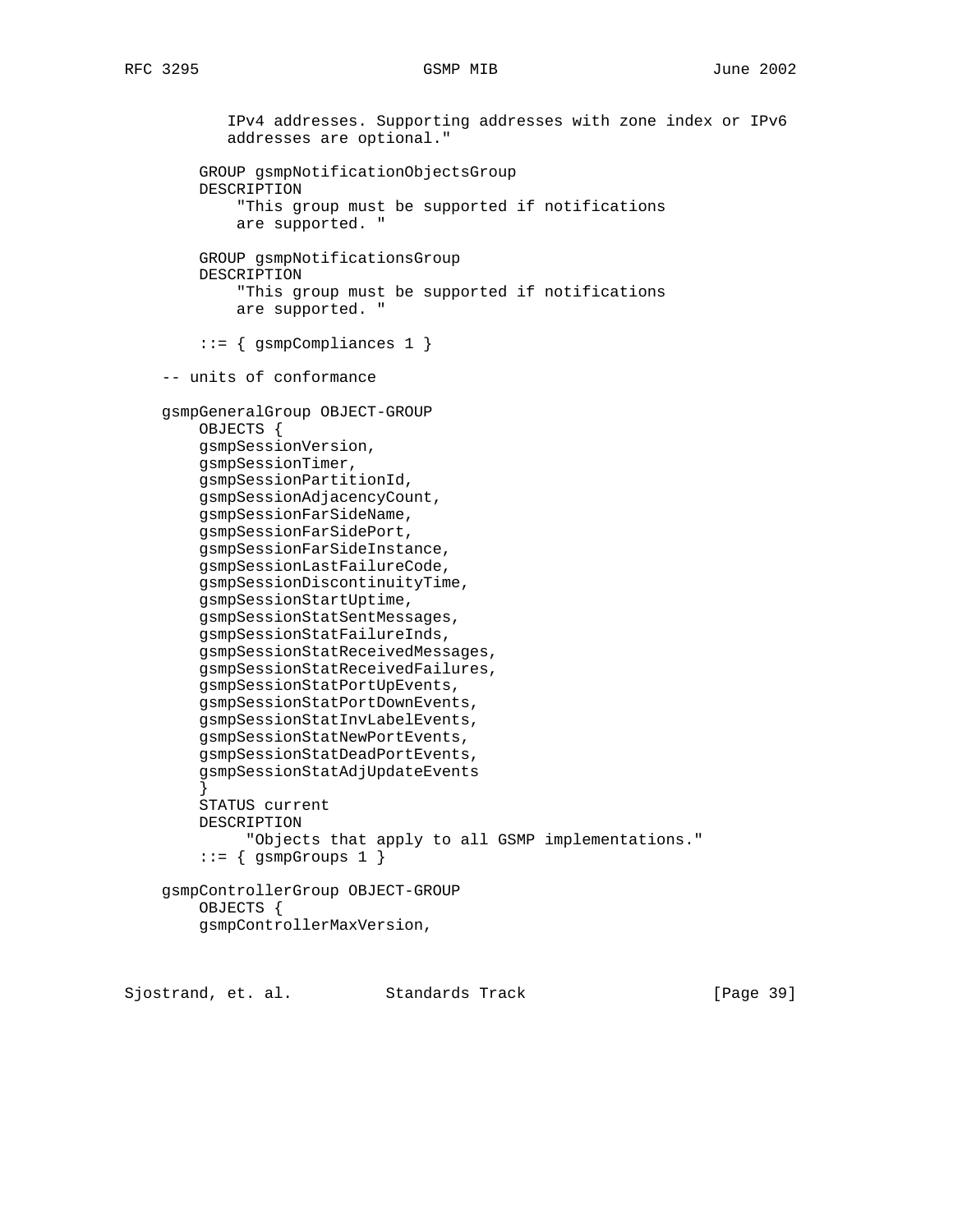```
          IPv4 addresses. Supporting addresses with zone index or IPv6
          addresses are optional."

       GROUP gsmpNotificationObjectsGroup
       DESCRIPTION
           "This group must be supported if notifications
           are supported. "

       GROUP gsmpNotificationsGroup
       DESCRIPTION
           "This group must be supported if notifications
           are supported. "

       ::= { gsmpCompliances 1 }

   -- units of conformance

   gsmpGeneralGroup OBJECT-GROUP
       OBJECTS {
       gsmpSessionVersion,
       gsmpSessionTimer,
       gsmpSessionPartitionId,
       gsmpSessionAdjacencyCount,
       gsmpSessionFarSideName,
       gsmpSessionFarSidePort,
       gsmpSessionFarSideInstance,
       gsmpSessionLastFailureCode,
       gsmpSessionDiscontinuityTime,
       gsmpSessionStartUptime,
       gsmpSessionStatSentMessages,
       gsmpSessionStatFailureInds,
       gsmpSessionStatReceivedMessages,
       gsmpSessionStatReceivedFailures,
       gsmpSessionStatPortUpEvents,
       gsmpSessionStatPortDownEvents,
       gsmpSessionStatInvLabelEvents,
       gsmpSessionStatNewPortEvents,
       gsmpSessionStatDeadPortEvents,
       gsmpSessionStatAdjUpdateEvents
       }
       STATUS current
       DESCRIPTION
            "Objects that apply to all GSMP implementations."
       ::= { gsmpGroups 1 }

   gsmpControllerGroup OBJECT-GROUP
       OBJECTS {
       gsmpControllerMaxVersion,
```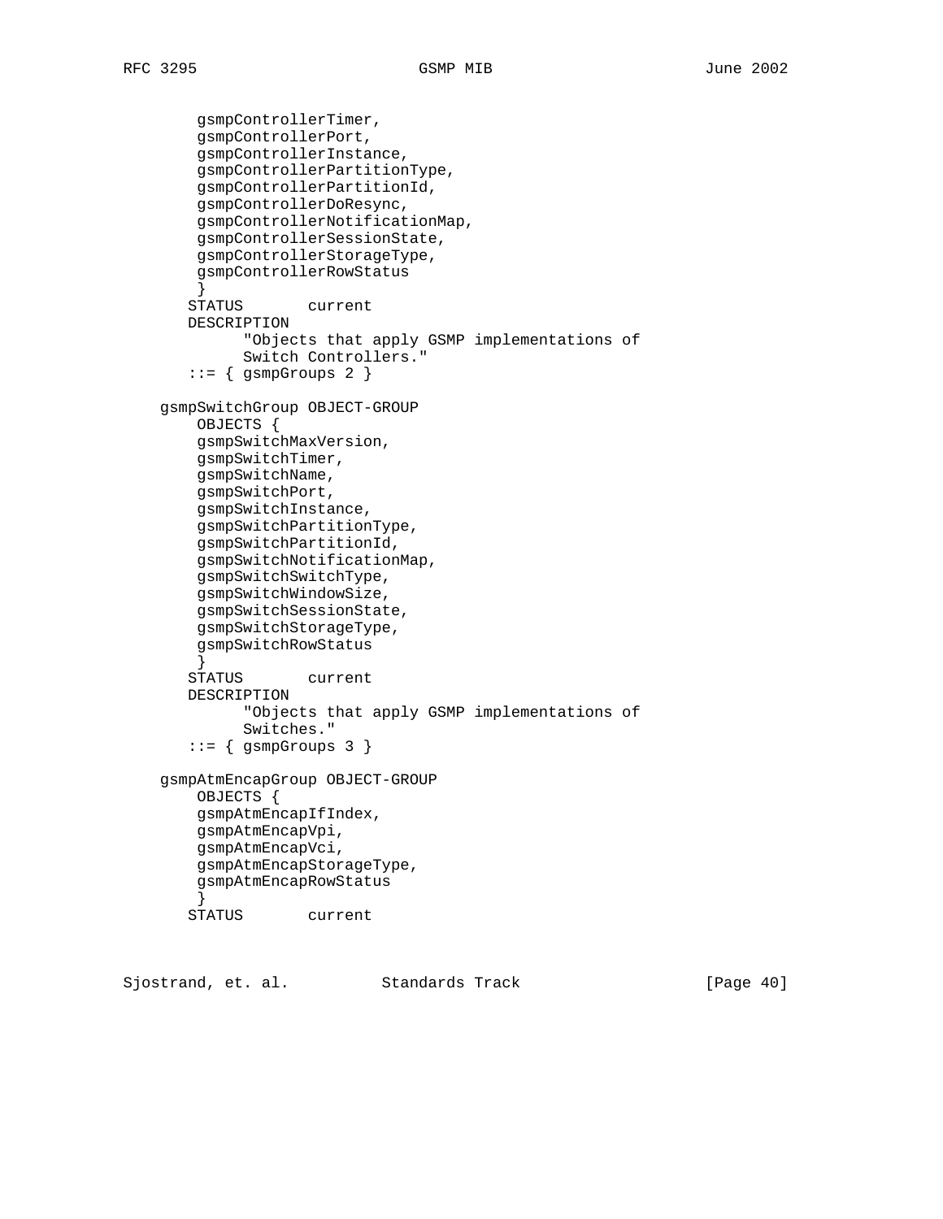```
        gsmpControllerTimer,
        gsmpControllerPort,
        gsmpControllerInstance,
        gsmpControllerPartitionType,
        gsmpControllerPartitionId,
        gsmpControllerDoResync,
        gsmpControllerNotificationMap,
        gsmpControllerSessionState,
        gsmpControllerStorageType,
        gsmpControllerRowStatus
        }
       STATUS       current
       DESCRIPTION
             "Objects that apply GSMP implementations of
             Switch Controllers."
       ::= { gsmpGroups 2 }

    gsmpSwitchGroup OBJECT-GROUP
        OBJECTS {
        gsmpSwitchMaxVersion,
        gsmpSwitchTimer,
        gsmpSwitchName,
        gsmpSwitchPort,
        gsmpSwitchInstance,
        gsmpSwitchPartitionType,
        gsmpSwitchPartitionId,
        gsmpSwitchNotificationMap,
        gsmpSwitchSwitchType,
        gsmpSwitchWindowSize,
        gsmpSwitchSessionState,
        gsmpSwitchStorageType,
        gsmpSwitchRowStatus
        }
       STATUS       current
       DESCRIPTION
             "Objects that apply GSMP implementations of
             Switches."
       ::= { gsmpGroups 3 }

    gsmpAtmEncapGroup OBJECT-GROUP
        OBJECTS {
        gsmpAtmEncapIfIndex,
        gsmpAtmEncapVpi,
        gsmpAtmEncapVci,
        gsmpAtmEncapStorageType,
        gsmpAtmEncapRowStatus
        }
       STATUS       current
```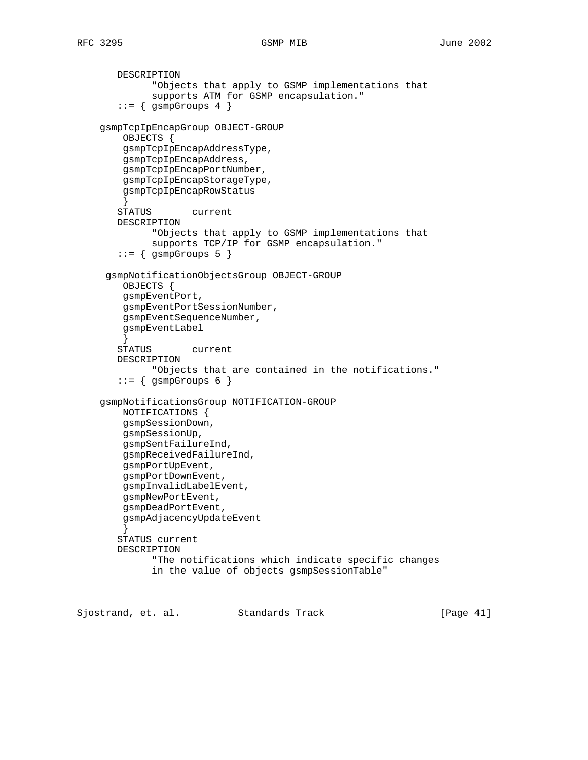```
       DESCRIPTION
             "Objects that apply to GSMP implementations that
             supports ATM for GSMP encapsulation."
       ::= { gsmpGroups 4 }

    gsmpTcpIpEncapGroup OBJECT-GROUP
         OBJECTS {
          gsmpTcpIpEncapAddressType,
          gsmpTcpIpEncapAddress,
          gsmpTcpIpEncapPortNumber,
          gsmpTcpIpEncapStorageType,
          gsmpTcpIpEncapRowStatus
          }
       STATUS       current
       DESCRIPTION
             "Objects that apply to GSMP implementations that
             supports TCP/IP for GSMP encapsulation."
       ::= { gsmpGroups 5 }

     gsmpNotificationObjectsGroup OBJECT-GROUP
         OBJECTS {
          gsmpEventPort,
          gsmpEventPortSessionNumber,
          gsmpEventSequenceNumber,
          gsmpEventLabel
          }
       STATUS       current
       DESCRIPTION
             "Objects that are contained in the notifications."
       ::= { gsmpGroups 6 }

    gsmpNotificationsGroup NOTIFICATION-GROUP
         NOTIFICATIONS {
          gsmpSessionDown,
          gsmpSessionUp,
          gsmpSentFailureInd,
          gsmpReceivedFailureInd,
          gsmpPortUpEvent,
          gsmpPortDownEvent,
          gsmpInvalidLabelEvent,
          gsmpNewPortEvent,
          gsmpDeadPortEvent,
          gsmpAdjacencyUpdateEvent
          }
       STATUS current
       DESCRIPTION
             "The notifications which indicate specific changes
             in the value of objects gsmpSessionTable"
```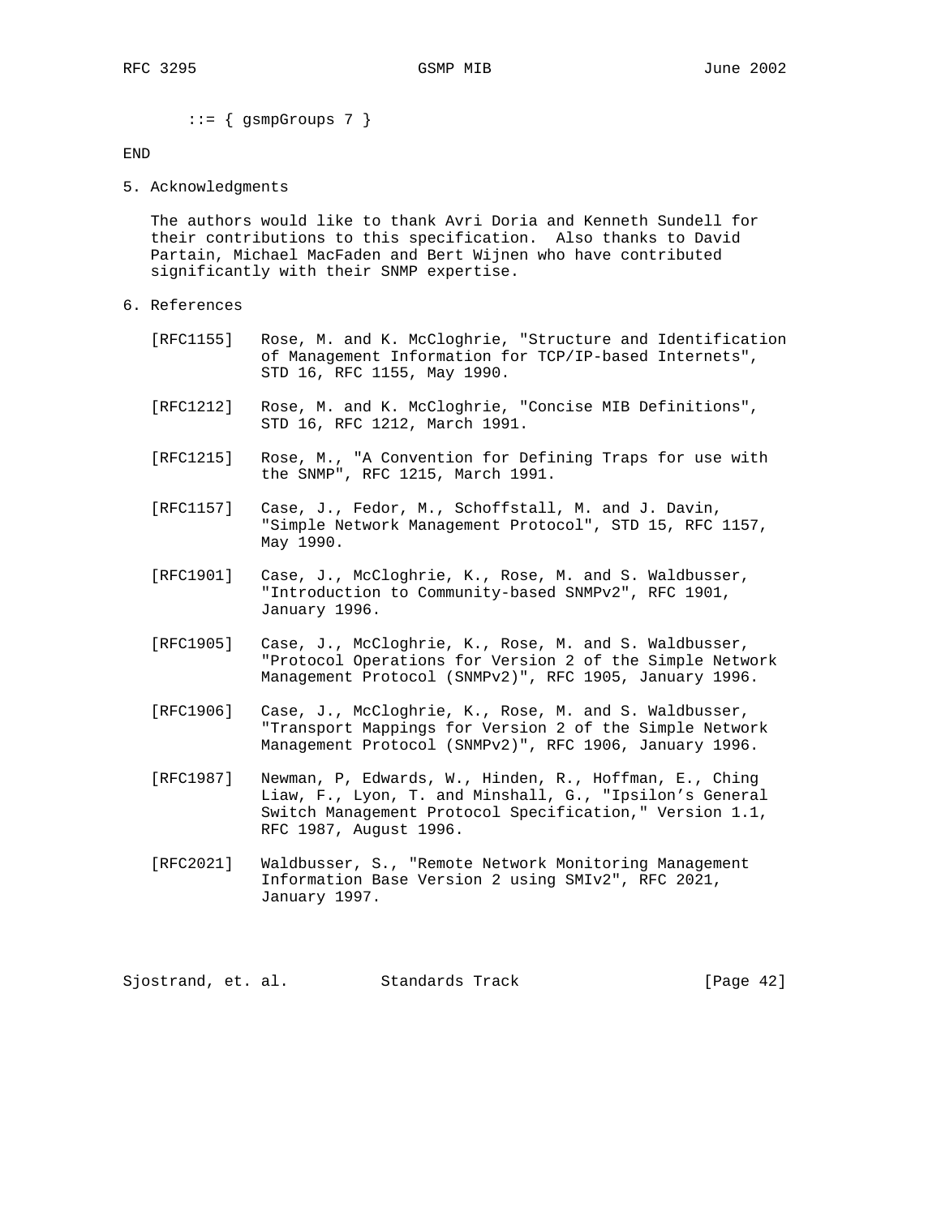```
    ::= { gsmpGroups 7 }

END
```

## 5. Acknowledgments

The authors would like to thank Avri Doria and Kenneth Sundell for their contributions to this specification. Also thanks to David Partain, Michael MacFaden and Bert Wijnen who have contributed significantly with their SNMP expertise.

## 6. References

[RFC1155] Rose, M. and K. McCloghrie, "Structure and Identification of Management Information for TCP/IP-based Internets", STD 16, RFC 1155, May 1990.

[RFC1212] Rose, M. and K. McCloghrie, "Concise MIB Definitions", STD 16, RFC 1212, March 1991.

[RFC1215] Rose, M., "A Convention for Defining Traps for use with the SNMP", RFC 1215, March 1991.

[RFC1157] Case, J., Fedor, M., Schoffstall, M. and J. Davin, "Simple Network Management Protocol", STD 15, RFC 1157, May 1990.

[RFC1901] Case, J., McCloghrie, K., Rose, M. and S. Waldbusser, "Introduction to Community-based SNMPv2", RFC 1901, January 1996.

[RFC1905] Case, J., McCloghrie, K., Rose, M. and S. Waldbusser, "Protocol Operations for Version 2 of the Simple Network Management Protocol (SNMPv2)", RFC 1905, January 1996.

[RFC1906] Case, J., McCloghrie, K., Rose, M. and S. Waldbusser, "Transport Mappings for Version 2 of the Simple Network Management Protocol (SNMPv2)", RFC 1906, January 1996.

[RFC1987] Newman, P, Edwards, W., Hinden, R., Hoffman, E., Ching Liaw, F., Lyon, T. and Minshall, G., "Ipsilon's General Switch Management Protocol Specification," Version 1.1, RFC 1987, August 1996.

[RFC2021] Waldbusser, S., "Remote Network Monitoring Management Information Base Version 2 using SMIv2", RFC 2021, January 1997.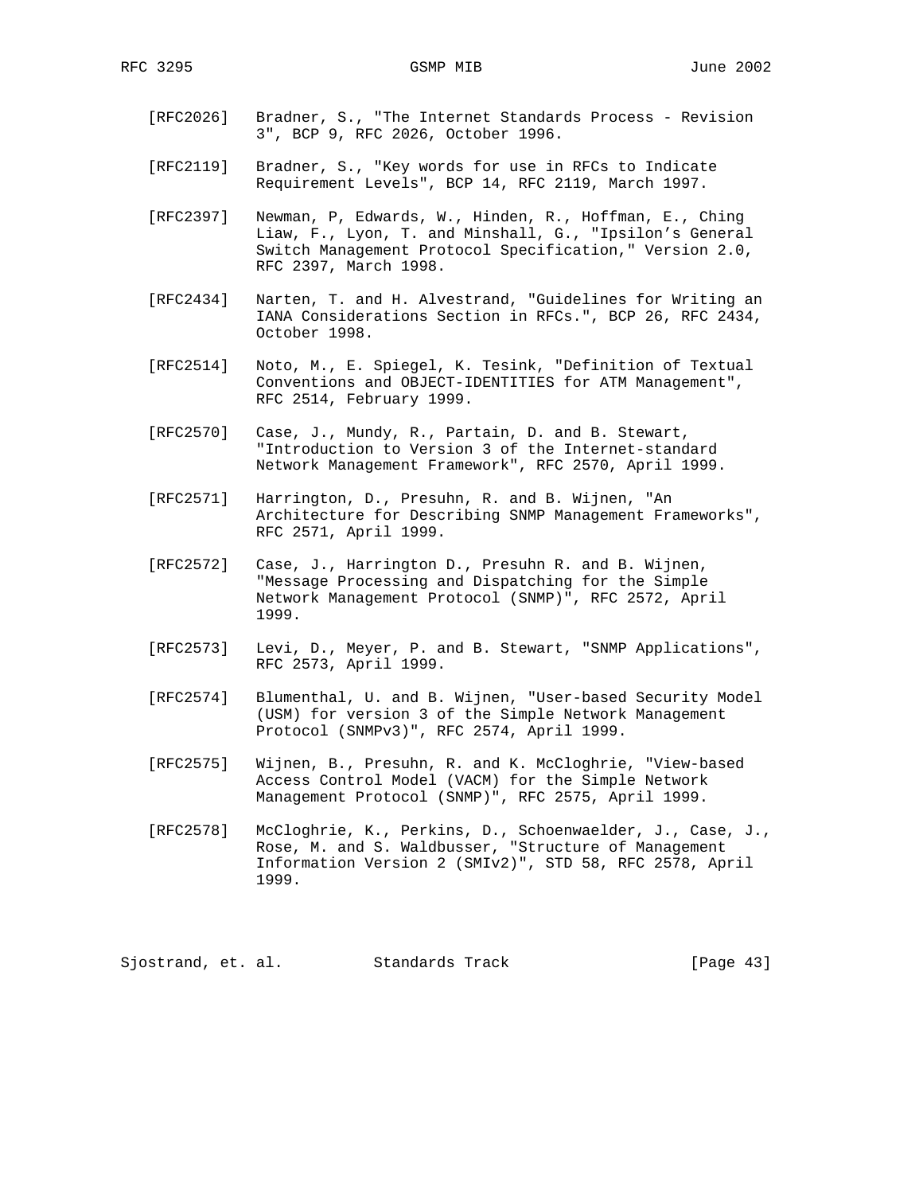[RFC2026] Bradner, S., "The Internet Standards Process - Revision 3", BCP 9, RFC 2026, October 1996.

[RFC2119] Bradner, S., "Key words for use in RFCs to Indicate Requirement Levels", BCP 14, RFC 2119, March 1997.

[RFC2397] Newman, P, Edwards, W., Hinden, R., Hoffman, E., Ching Liaw, F., Lyon, T. and Minshall, G., "Ipsilon's General Switch Management Protocol Specification," Version 2.0, RFC 2397, March 1998.

[RFC2434] Narten, T. and H. Alvestrand, "Guidelines for Writing an IANA Considerations Section in RFCs.", BCP 26, RFC 2434, October 1998.

[RFC2514] Noto, M., E. Spiegel, K. Tesink, "Definition of Textual Conventions and OBJECT-IDENTITIES for ATM Management", RFC 2514, February 1999.

[RFC2570] Case, J., Mundy, R., Partain, D. and B. Stewart, "Introduction to Version 3 of the Internet-standard Network Management Framework", RFC 2570, April 1999.

[RFC2571] Harrington, D., Presuhn, R. and B. Wijnen, "An Architecture for Describing SNMP Management Frameworks", RFC 2571, April 1999.

[RFC2572] Case, J., Harrington D., Presuhn R. and B. Wijnen, "Message Processing and Dispatching for the Simple Network Management Protocol (SNMP)", RFC 2572, April 1999.

[RFC2573] Levi, D., Meyer, P. and B. Stewart, "SNMP Applications", RFC 2573, April 1999.

[RFC2574] Blumenthal, U. and B. Wijnen, "User-based Security Model (USM) for version 3 of the Simple Network Management Protocol (SNMPv3)", RFC 2574, April 1999.

[RFC2575] Wijnen, B., Presuhn, R. and K. McCloghrie, "View-based Access Control Model (VACM) for the Simple Network Management Protocol (SNMP)", RFC 2575, April 1999.

[RFC2578] McCloghrie, K., Perkins, D., Schoenwaelder, J., Case, J., Rose, M. and S. Waldbusser, "Structure of Management Information Version 2 (SMIv2)", STD 58, RFC 2578, April 1999.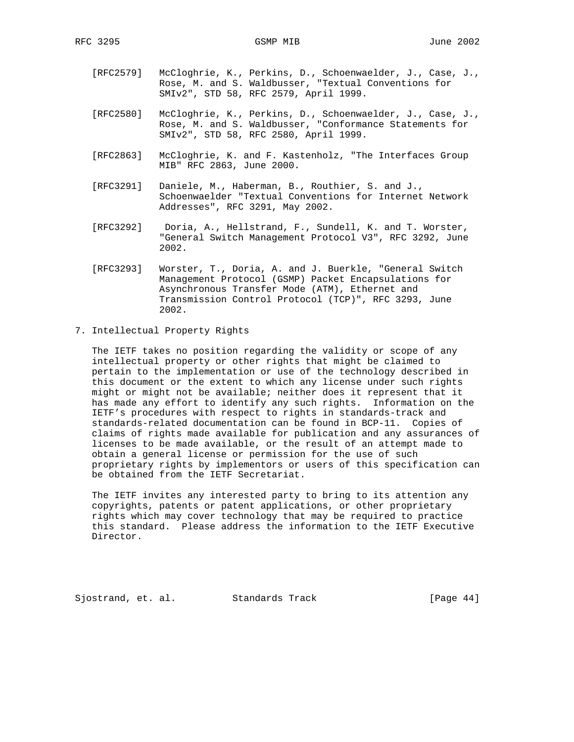[RFC2579] McCloghrie, K., Perkins, D., Schoenwaelder, J., Case, J., Rose, M. and S. Waldbusser, "Textual Conventions for SMIv2", STD 58, RFC 2579, April 1999.

[RFC2580] McCloghrie, K., Perkins, D., Schoenwaelder, J., Case, J., Rose, M. and S. Waldbusser, "Conformance Statements for SMIv2", STD 58, RFC 2580, April 1999.

[RFC2863] McCloghrie, K. and F. Kastenholz, "The Interfaces Group MIB" RFC 2863, June 2000.

[RFC3291] Daniele, M., Haberman, B., Routhier, S. and J., Schoenwaelder "Textual Conventions for Internet Network Addresses", RFC 3291, May 2002.

[RFC3292] Doria, A., Hellstrand, F., Sundell, K. and T. Worster, "General Switch Management Protocol V3", RFC 3292, June 2002.

[RFC3293] Worster, T., Doria, A. and J. Buerkle, "General Switch Management Protocol (GSMP) Packet Encapsulations for Asynchronous Transfer Mode (ATM), Ethernet and Transmission Control Protocol (TCP)", RFC 3293, June 2002.

## 7. Intellectual Property Rights

The IETF takes no position regarding the validity or scope of any intellectual property or other rights that might be claimed to pertain to the implementation or use of the technology described in this document or the extent to which any license under such rights might or might not be available; neither does it represent that it has made any effort to identify any such rights. Information on the IETF's procedures with respect to rights in standards-track and standards-related documentation can be found in BCP-11. Copies of claims of rights made available for publication and any assurances of licenses to be made available, or the result of an attempt made to obtain a general license or permission for the use of such proprietary rights by implementors or users of this specification can be obtained from the IETF Secretariat.

The IETF invites any interested party to bring to its attention any copyrights, patents or patent applications, or other proprietary rights which may cover technology that may be required to practice this standard. Please address the information to the IETF Executive Director.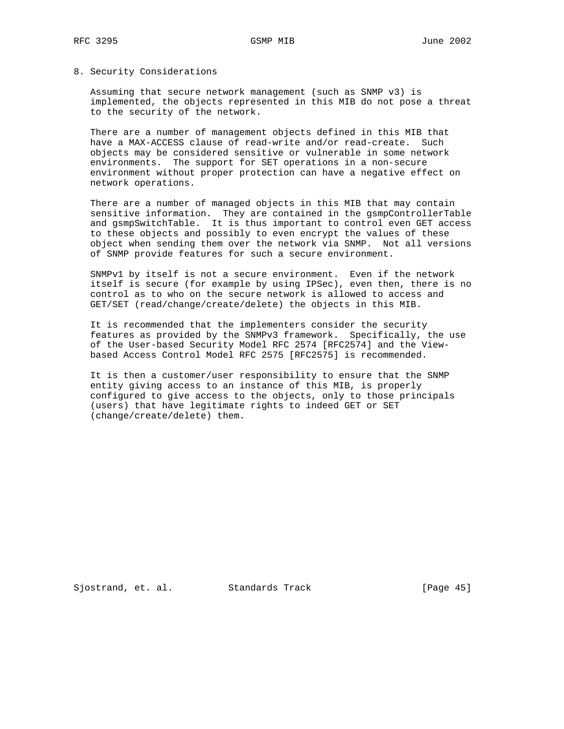## 8. Security Considerations

Assuming that secure network management (such as SNMP v3) is implemented, the objects represented in this MIB do not pose a threat to the security of the network.

There are a number of management objects defined in this MIB that have a MAX-ACCESS clause of read-write and/or read-create. Such objects may be considered sensitive or vulnerable in some network environments. The support for SET operations in a non-secure environment without proper protection can have a negative effect on network operations.

There are a number of managed objects in this MIB that may contain sensitive information. They are contained in the gsmpControllerTable and gsmpSwitchTable. It is thus important to control even GET access to these objects and possibly to even encrypt the values of these object when sending them over the network via SNMP. Not all versions of SNMP provide features for such a secure environment.

SNMPv1 by itself is not a secure environment. Even if the network itself is secure (for example by using IPSec), even then, there is no control as to who on the secure network is allowed to access and GET/SET (read/change/create/delete) the objects in this MIB.

It is recommended that the implementers consider the security features as provided by the SNMPv3 framework. Specifically, the use of the User-based Security Model RFC 2574 [RFC2574] and the View-based Access Control Model RFC 2575 [RFC2575] is recommended.

It is then a customer/user responsibility to ensure that the SNMP entity giving access to an instance of this MIB, is properly configured to give access to the objects, only to those principals (users) that have legitimate rights to indeed GET or SET (change/create/delete) them.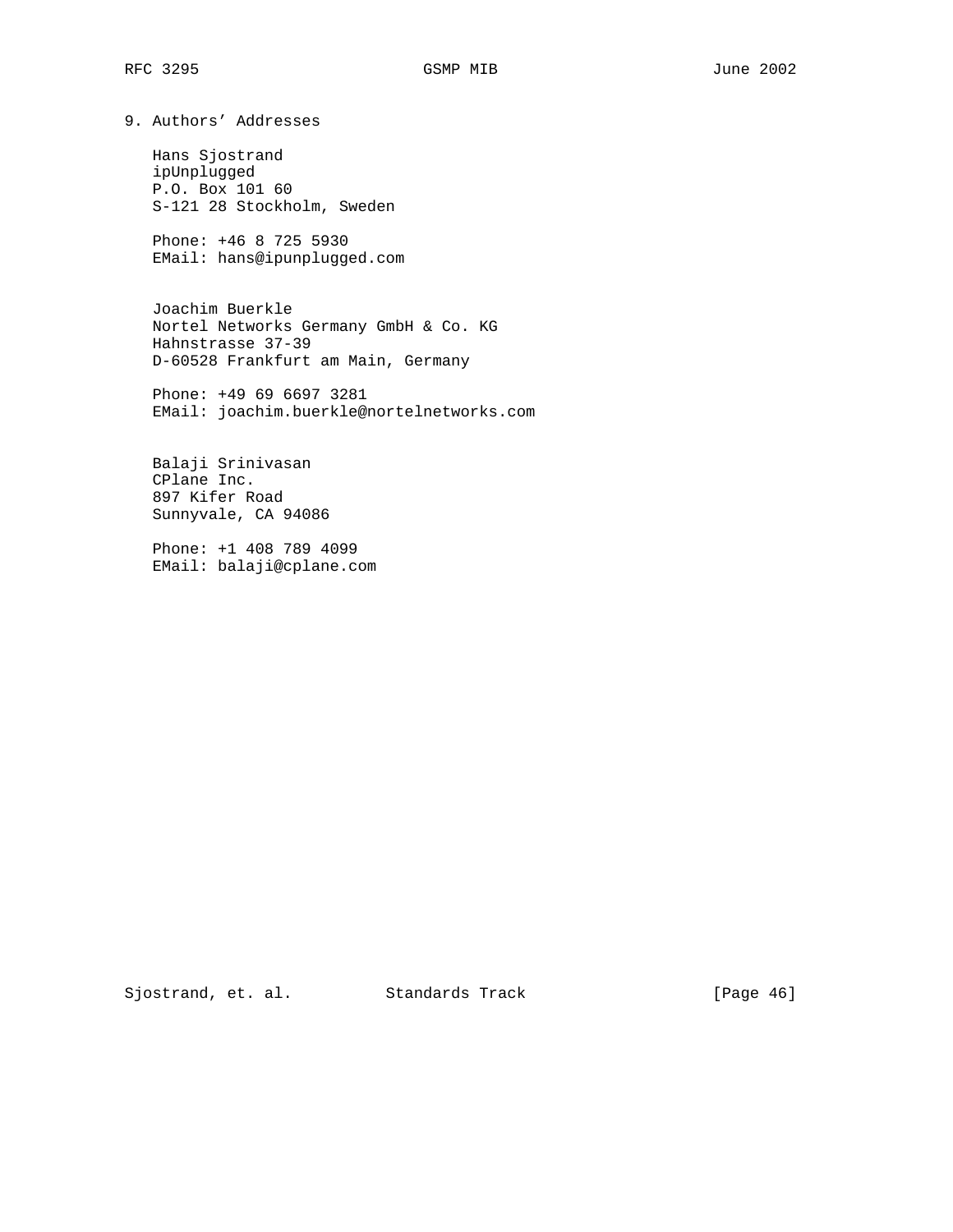## 9. Authors' Addresses

Hans Sjostrand
ipUnplugged
P.O. Box 101 60
S-121 28 Stockholm, Sweden

Phone: +46 8 725 5930
EMail: hans@ipunplugged.com

Joachim Buerkle
Nortel Networks Germany GmbH & Co. KG
Hahnstrasse 37-39
D-60528 Frankfurt am Main, Germany

Phone: +49 69 6697 3281
EMail: joachim.buerkle@nortelnetworks.com

Balaji Srinivasan
CPlane Inc.
897 Kifer Road
Sunnyvale, CA 94086

Phone: +1 408 789 4099
EMail: balaji@cplane.com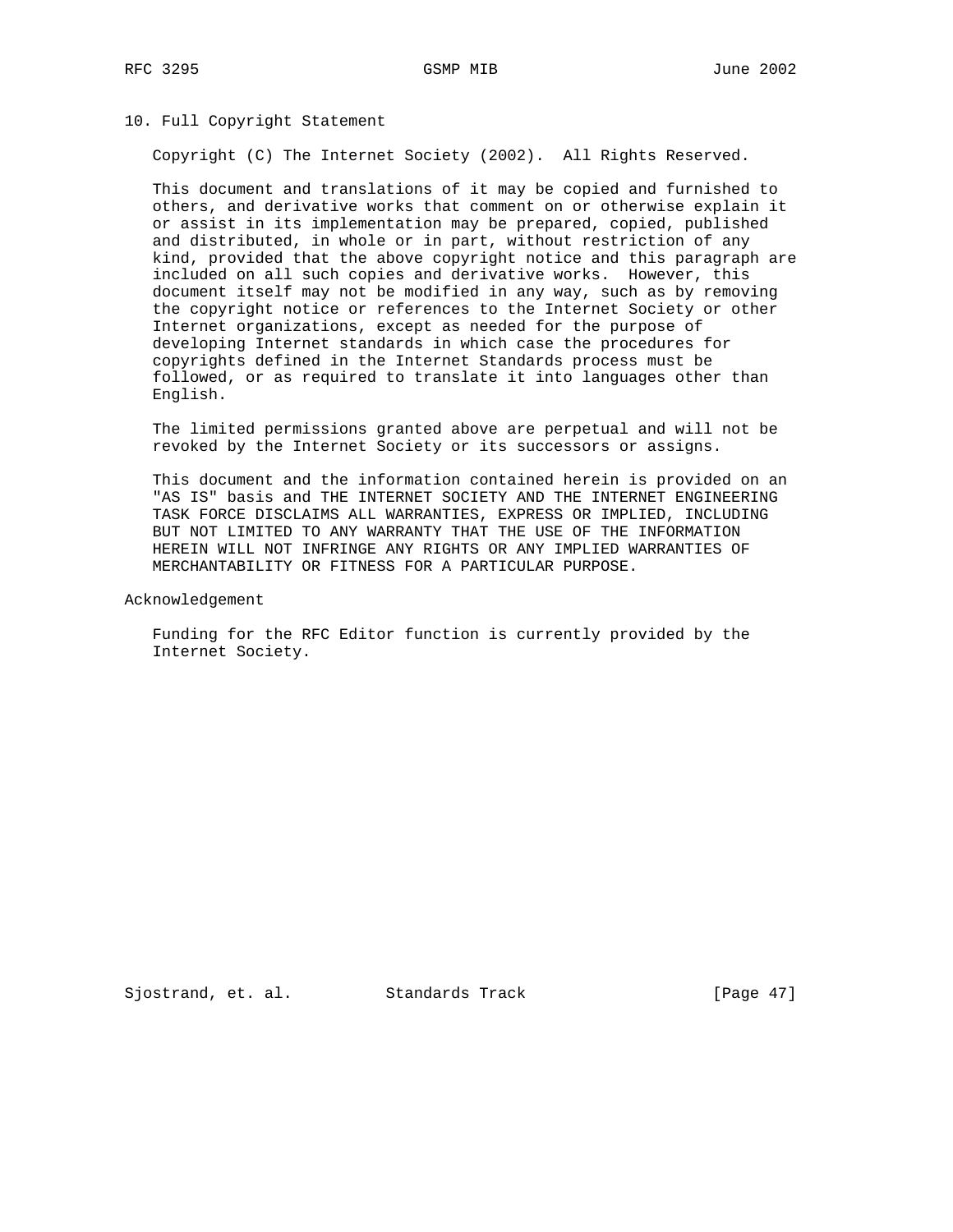## 10. Full Copyright Statement

Copyright (C) The Internet Society (2002). All Rights Reserved.

This document and translations of it may be copied and furnished to others, and derivative works that comment on or otherwise explain it or assist in its implementation may be prepared, copied, published and distributed, in whole or in part, without restriction of any kind, provided that the above copyright notice and this paragraph are included on all such copies and derivative works. However, this document itself may not be modified in any way, such as by removing the copyright notice or references to the Internet Society or other Internet organizations, except as needed for the purpose of developing Internet standards in which case the procedures for copyrights defined in the Internet Standards process must be followed, or as required to translate it into languages other than English.

The limited permissions granted above are perpetual and will not be revoked by the Internet Society or its successors or assigns.

This document and the information contained herein is provided on an "AS IS" basis and THE INTERNET SOCIETY AND THE INTERNET ENGINEERING TASK FORCE DISCLAIMS ALL WARRANTIES, EXPRESS OR IMPLIED, INCLUDING BUT NOT LIMITED TO ANY WARRANTY THAT THE USE OF THE INFORMATION HEREIN WILL NOT INFRINGE ANY RIGHTS OR ANY IMPLIED WARRANTIES OF MERCHANTABILITY OR FITNESS FOR A PARTICULAR PURPOSE.

## Acknowledgement

Funding for the RFC Editor function is currently provided by the Internet Society.